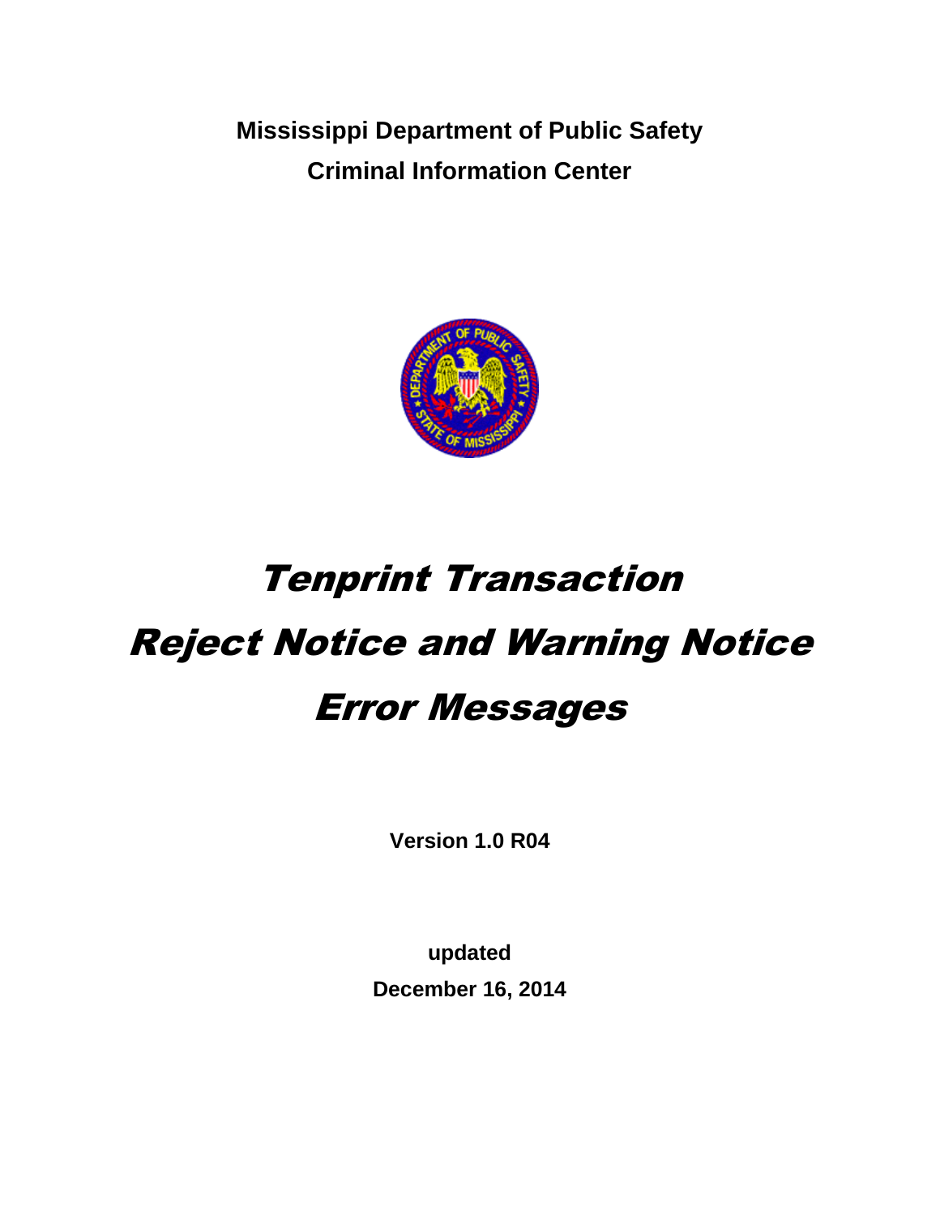**Mississippi Department of Public Safety**

**Criminal Information Center**

# Tenprint Transaction

# Reject Notice and Warning Notice

# Error Messages

**Version 1.0 R04**

**updated**

**December 16, 2014**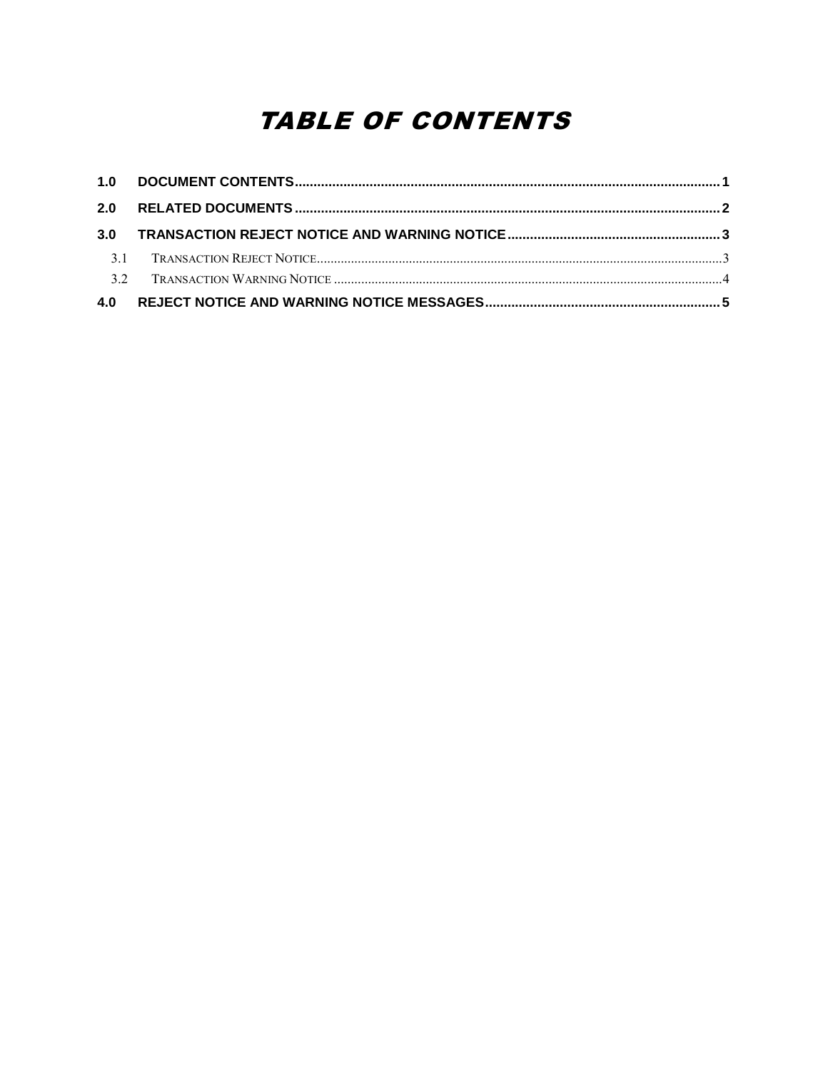# TABLE OF CONTENTS

1.0 DOCUMENT CONTENTS .......... 1

2.0 RELATED DOCUMENTS .......... 2

3.0 TRANSACTION REJECT NOTICE AND WARNING NOTICE .......... 3

- 3.1 TRANSACTION REJECT NOTICE .......... 3
- 3.2 TRANSACTION WARNING NOTICE .......... 4

4.0 REJECT NOTICE AND WARNING NOTICE MESSAGES .......... 5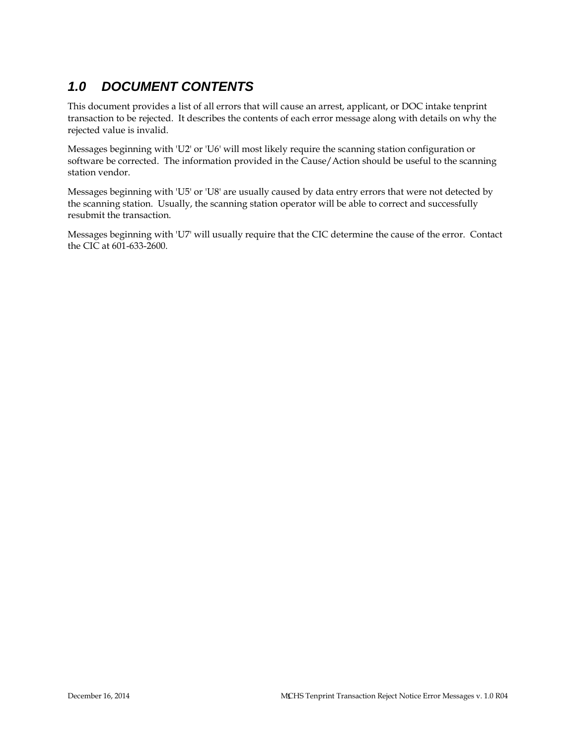## 1.0 DOCUMENT CONTENTS

This document provides a list of all errors that will cause an arrest, applicant, or DOC intake tenprint transaction to be rejected. It describes the contents of each error message along with details on why the rejected value is invalid.

Messages beginning with 'U2' or 'U6' will most likely require the scanning station configuration or software be corrected. The information provided in the Cause/Action should be useful to the scanning station vendor.

Messages beginning with 'U5' or 'U8' are usually caused by data entry errors that were not detected by the scanning station. Usually, the scanning station operator will be able to correct and successfully resubmit the transaction.

Messages beginning with 'U7' will usually require that the CIC determine the cause of the error. Contact the CIC at 601-633-2600.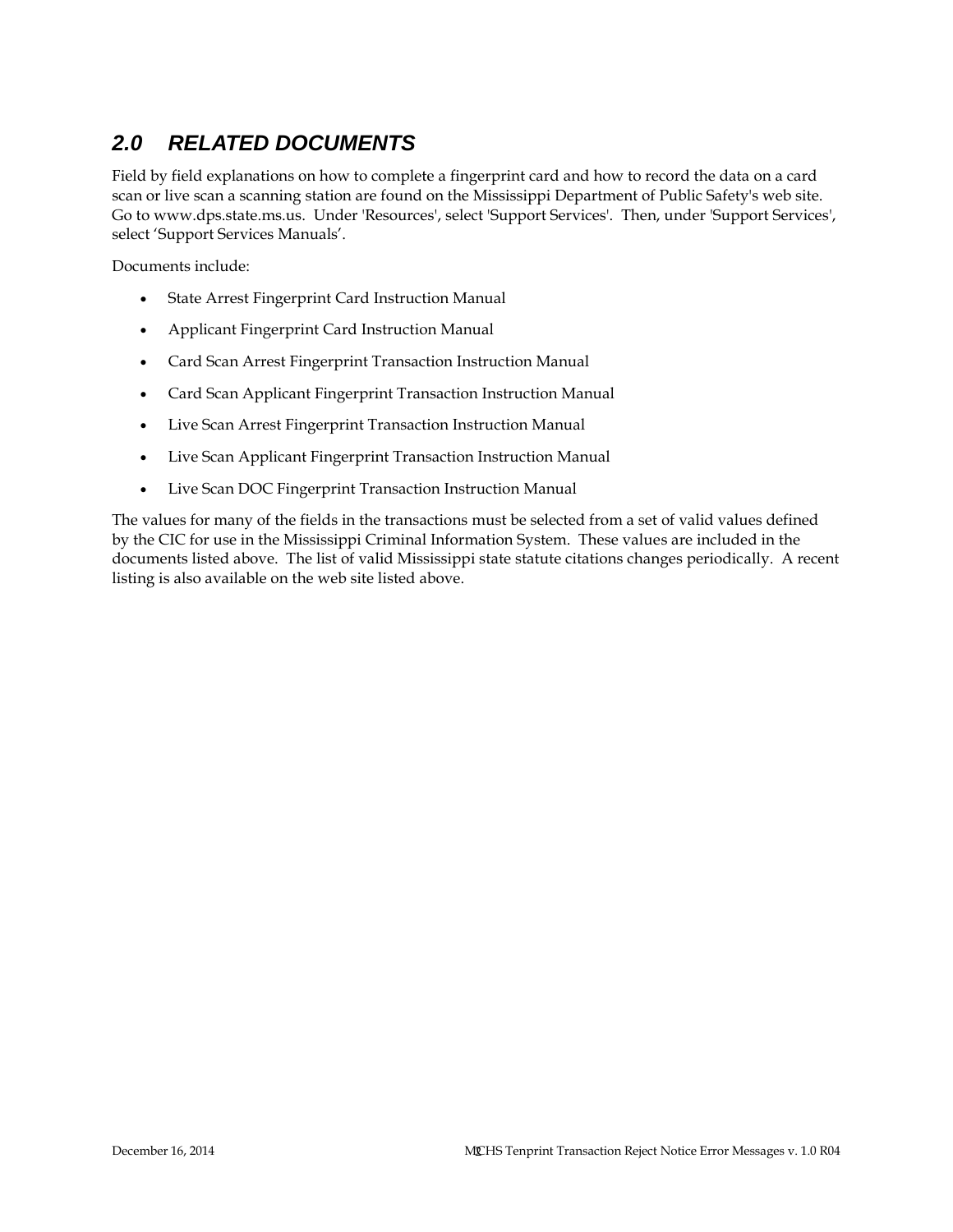## *2.0 RELATED DOCUMENTS*

Field by field explanations on how to complete a fingerprint card and how to record the data on a card scan or live scan a scanning station are found on the Mississippi Department of Public Safety's web site. Go to www.dps.state.ms.us. Under 'Resources', select 'Support Services'. Then, under 'Support Services', select 'Support Services Manuals'.

Documents include:

- State Arrest Fingerprint Card Instruction Manual
- Applicant Fingerprint Card Instruction Manual
- Card Scan Arrest Fingerprint Transaction Instruction Manual
- Card Scan Applicant Fingerprint Transaction Instruction Manual
- Live Scan Arrest Fingerprint Transaction Instruction Manual
- Live Scan Applicant Fingerprint Transaction Instruction Manual
- Live Scan DOC Fingerprint Transaction Instruction Manual

The values for many of the fields in the transactions must be selected from a set of valid values defined by the CIC for use in the Mississippi Criminal Information System. These values are included in the documents listed above. The list of valid Mississippi state statute citations changes periodically. A recent listing is also available on the web site listed above.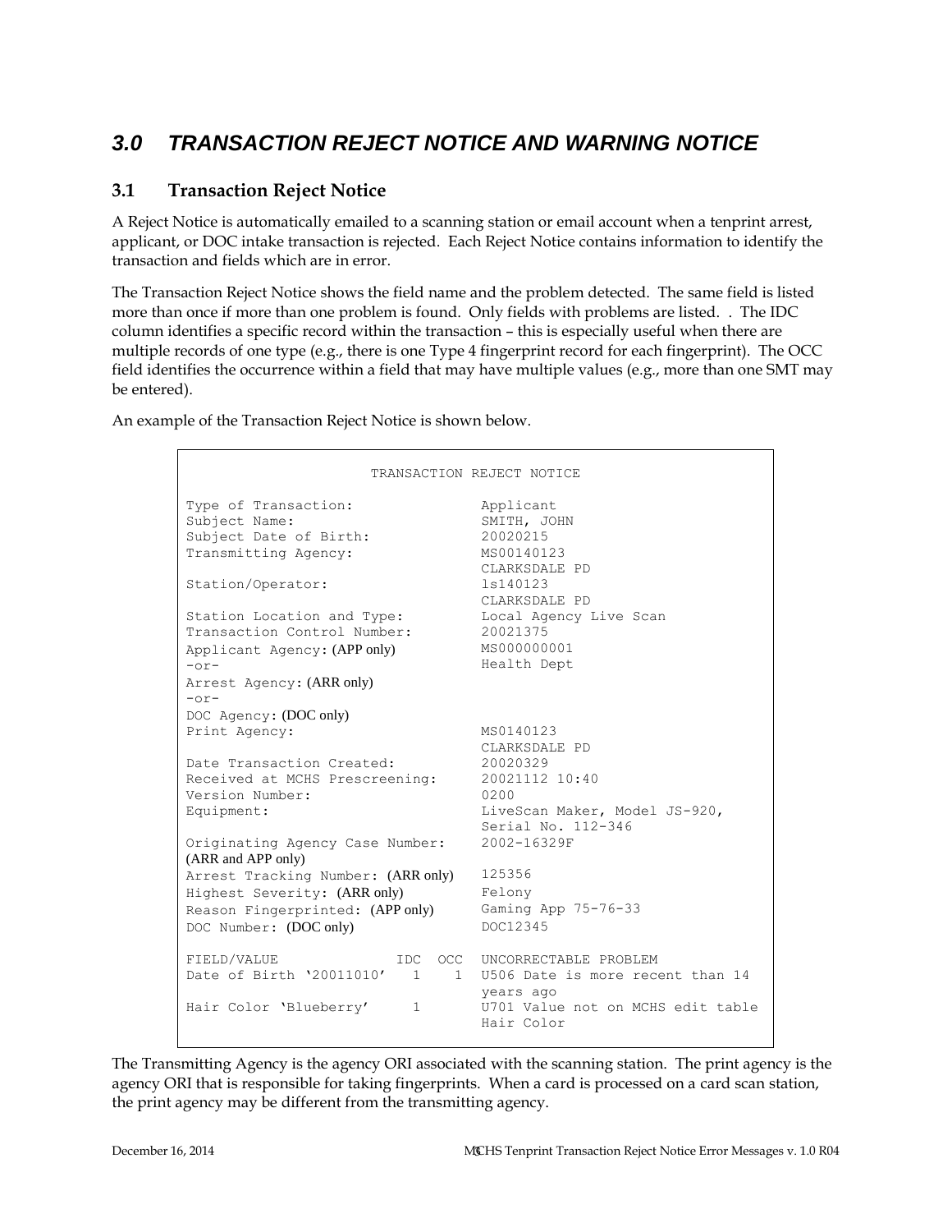# 3.0 TRANSACTION REJECT NOTICE AND WARNING NOTICE

## 3.1 Transaction Reject Notice

A Reject Notice is automatically emailed to a scanning station or email account when a tenprint arrest, applicant, or DOC intake transaction is rejected. Each Reject Notice contains information to identify the transaction and fields which are in error.

The Transaction Reject Notice shows the field name and the problem detected. The same field is listed more than once if more than one problem is found. Only fields with problems are listed. . The IDC column identifies a specific record within the transaction – this is especially useful when there are multiple records of one type (e.g., there is one Type 4 fingerprint record for each fingerprint). The OCC field identifies the occurrence within a field that may have multiple values (e.g., more than one SMT may be entered).

An example of the Transaction Reject Notice is shown below.

```
                    TRANSACTION REJECT NOTICE

Type of Transaction:               Applicant
Subject Name:                      SMITH, JOHN
Subject Date of Birth:             20020215
Transmitting Agency:               MS00140123
                                   CLARKSDALE PD
Station/Operator:                  ls140123
                                   CLARKSDALE PD
Station Location and Type:         Local Agency Live Scan
Transaction Control Number:        20021375
Applicant Agency: (APP only)       MS000000001
-or-                               Health Dept
Arrest Agency: (ARR only)
-or-
DOC Agency: (DOC only)
Print Agency:                      MS0140123
                                   CLARKSDALE PD
Date Transaction Created:          20020329
Received at MCHS Prescreening:     20021112 10:40
Version Number:                    0200
Equipment:                         LiveScan Maker, Model JS-920,
                                   Serial No. 112-346
Originating Agency Case Number:    2002-16329F
(ARR and APP only)
Arrest Tracking Number: (ARR only) 125356
Highest Severity: (ARR only)       Felony
Reason Fingerprinted: (APP only)   Gaming App 75-76-33
DOC Number: (DOC only)             DOC12345

FIELD/VALUE              IDC  OCC  UNCORRECTABLE PROBLEM
Date of Birth '20011010'   1    1  U506 Date is more recent than 14
                                   years ago
Hair Color 'Blueberry'     1       U701 Value not on MCHS edit table
                                   Hair Color
```

The Transmitting Agency is the agency ORI associated with the scanning station. The print agency is the agency ORI that is responsible for taking fingerprints. When a card is processed on a card scan station, the print agency may be different from the transmitting agency.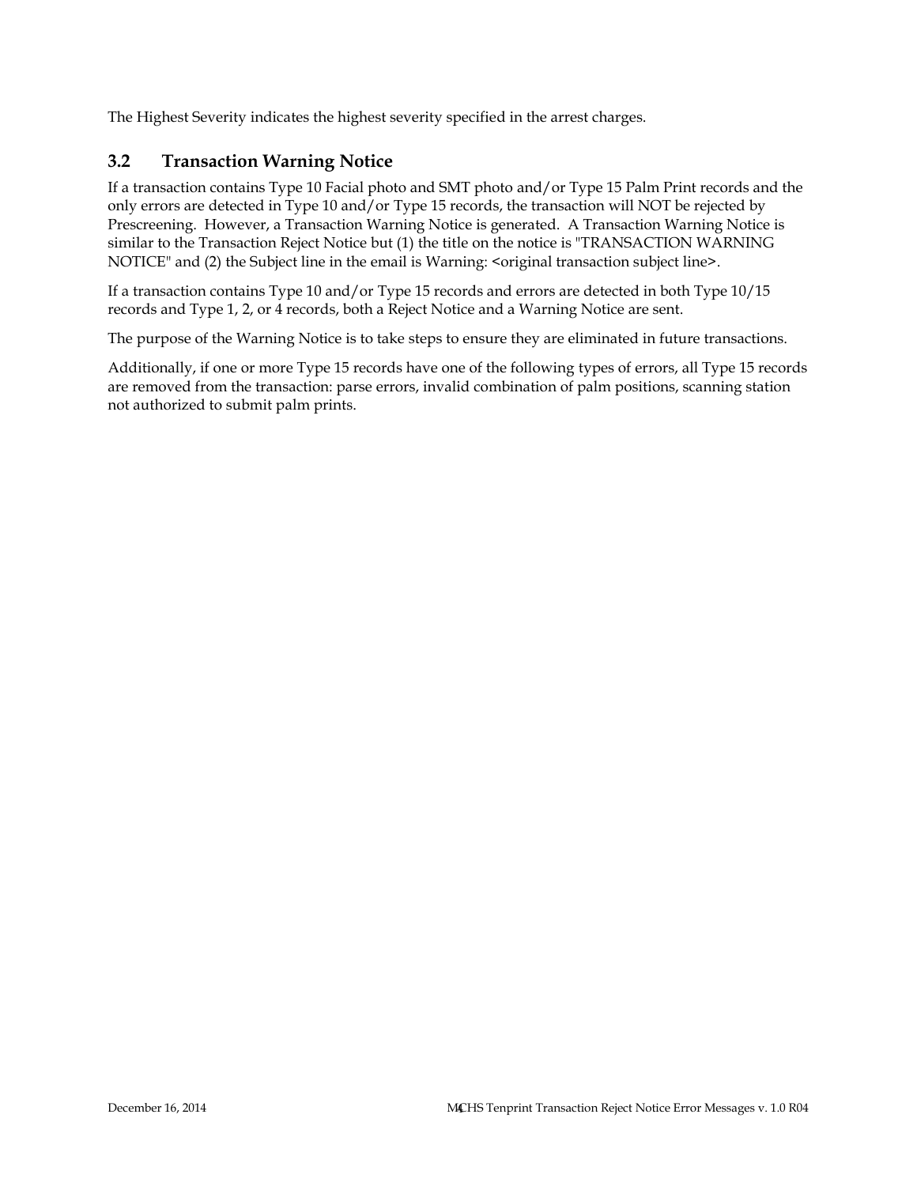The Highest Severity indicates the highest severity specified in the arrest charges.

## 3.2 Transaction Warning Notice

If a transaction contains Type 10 Facial photo and SMT photo and/or Type 15 Palm Print records and the only errors are detected in Type 10 and/or Type 15 records, the transaction will NOT be rejected by Prescreening. However, a Transaction Warning Notice is generated. A Transaction Warning Notice is similar to the Transaction Reject Notice but (1) the title on the notice is "TRANSACTION WARNING NOTICE" and (2) the Subject line in the email is Warning: <original transaction subject line>.

If a transaction contains Type 10 and/or Type 15 records and errors are detected in both Type 10/15 records and Type 1, 2, or 4 records, both a Reject Notice and a Warning Notice are sent.

The purpose of the Warning Notice is to take steps to ensure they are eliminated in future transactions.

Additionally, if one or more Type 15 records have one of the following types of errors, all Type 15 records are removed from the transaction: parse errors, invalid combination of palm positions, scanning station not authorized to submit palm prints.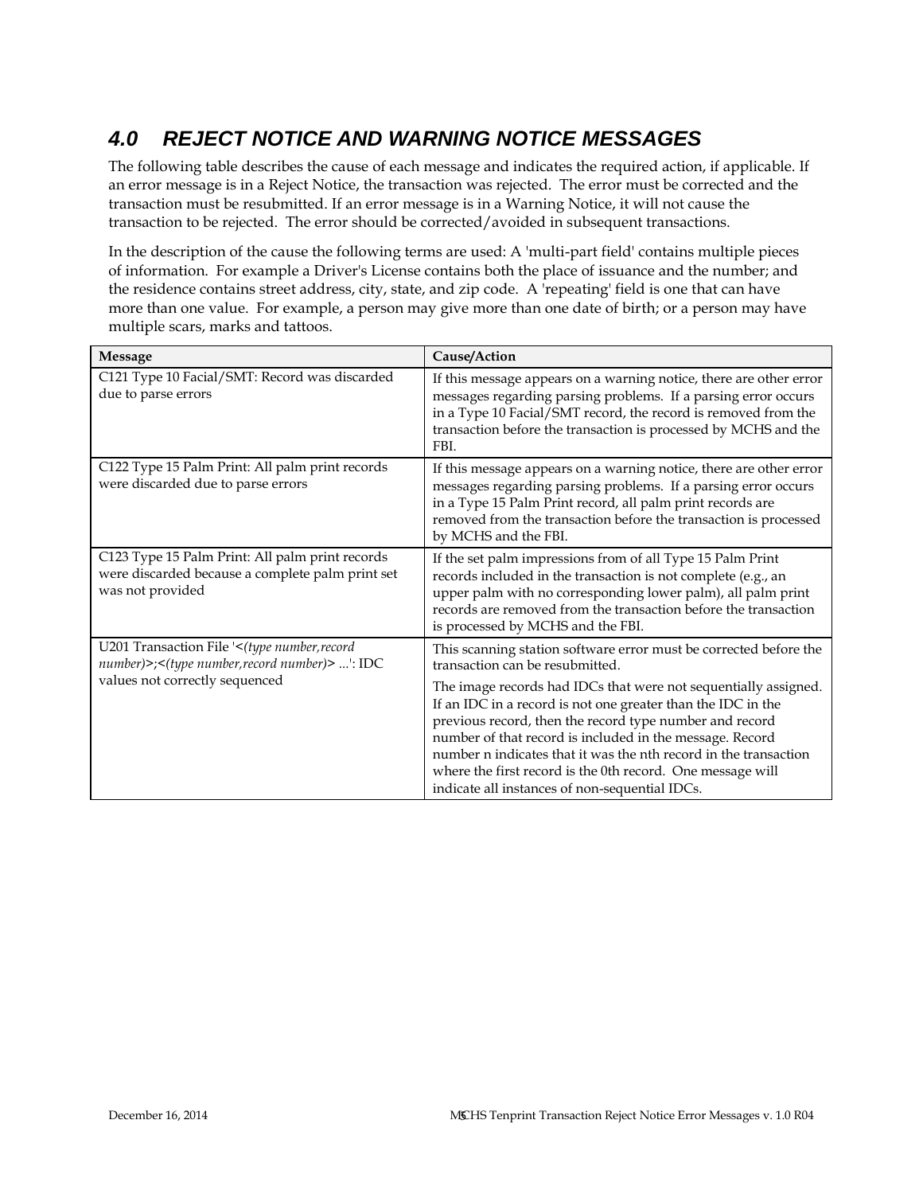## 4.0 REJECT NOTICE AND WARNING NOTICE MESSAGES

The following table describes the cause of each message and indicates the required action, if applicable. If an error message is in a Reject Notice, the transaction was rejected. The error must be corrected and the transaction must be resubmitted. If an error message is in a Warning Notice, it will not cause the transaction to be rejected. The error should be corrected/avoided in subsequent transactions.

In the description of the cause the following terms are used: A 'multi-part field' contains multiple pieces of information. For example a Driver's License contains both the place of issuance and the number; and the residence contains street address, city, state, and zip code. A 'repeating' field is one that can have more than one value. For example, a person may give more than one date of birth; or a person may have multiple scars, marks and tattoos.

| Message | Cause/Action |
|---|---|
| C121 Type 10 Facial/SMT: Record was discarded due to parse errors | If this message appears on a warning notice, there are other error messages regarding parsing problems. If a parsing error occurs in a Type 10 Facial/SMT record, the record is removed from the transaction before the transaction is processed by MCHS and the FBI. |
| C122 Type 15 Palm Print: All palm print records were discarded due to parse errors | If this message appears on a warning notice, there are other error messages regarding parsing problems. If a parsing error occurs in a Type 15 Palm Print record, all palm print records are removed from the transaction before the transaction is processed by MCHS and the FBI. |
| C123 Type 15 Palm Print: All palm print records were discarded because a complete palm print set was not provided | If the set palm impressions from of all Type 15 Palm Print records included in the transaction is not complete (e.g., an upper palm with no corresponding lower palm), all palm print records are removed from the transaction before the transaction is processed by MCHS and the FBI. |
| U201 Transaction File '<*(type number,record number)*>;<*(type number,record number)*> ...': IDC values not correctly sequenced | This scanning station software error must be corrected before the transaction can be resubmitted. The image records had IDCs that were not sequentially assigned. If an IDC in a record is not one greater than the IDC in the previous record, then the record type number and record number of that record is included in the message. Record number n indicates that it was the nth record in the transaction where the first record is the 0th record. One message will indicate all instances of non-sequential IDCs. |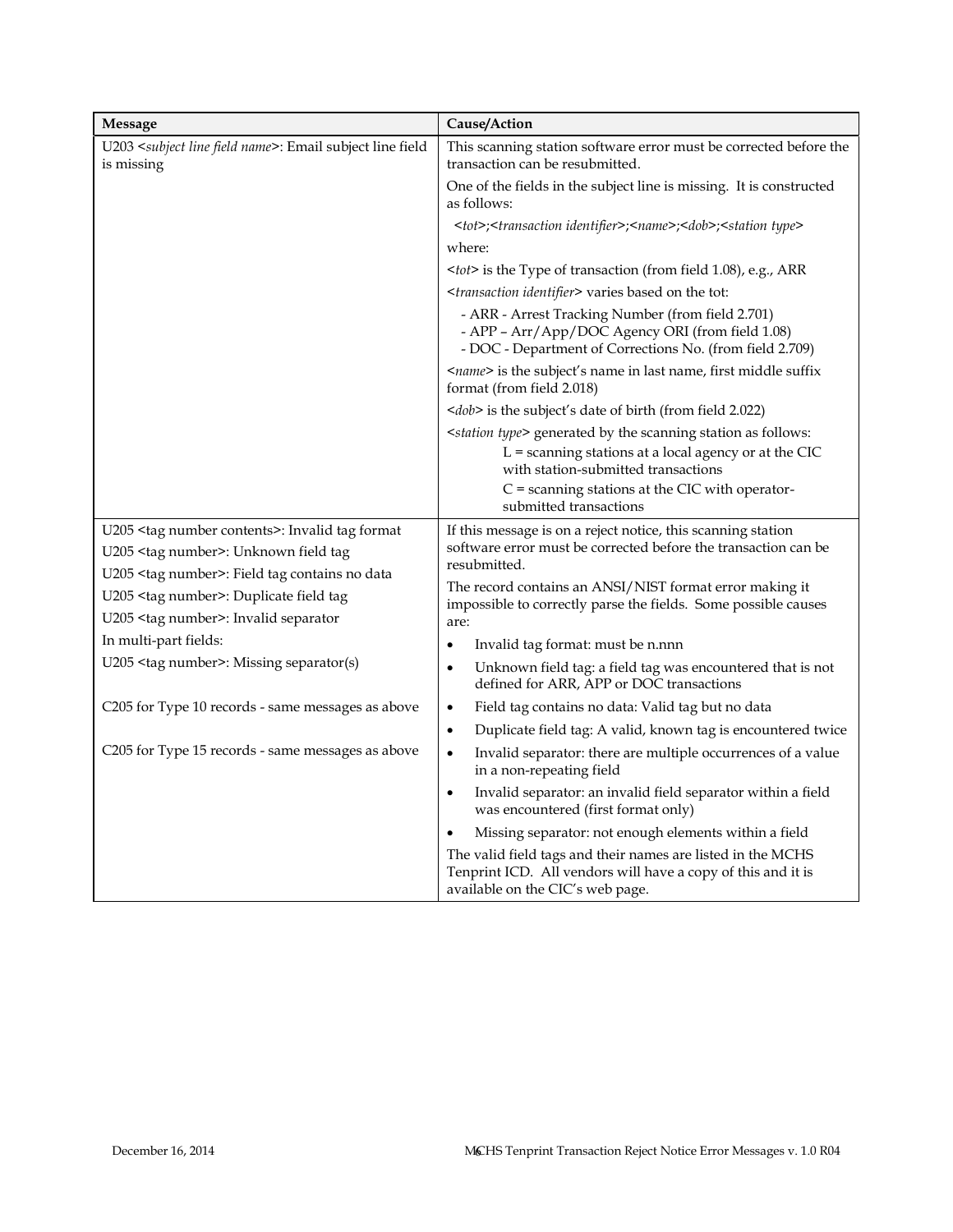| Message | Cause/Action |
| --- | --- |
| U203 <*subject line field name*>: Email subject line field is missing | This scanning station software error must be corrected before the transaction can be resubmitted.<br><br>One of the fields in the subject line is missing. It is constructed as follows:<br><br><*tot*>;<*transaction identifier*>;<*name*>;<*dob*>;<*station type*><br><br>where:<br><br><*tot*> is the Type of transaction (from field 1.08), e.g., ARR<br><br><*transaction identifier*> varies based on the tot:<br>- ARR - Arrest Tracking Number (from field 2.701)<br>- APP – Arr/App/DOC Agency ORI (from field 1.08)<br>- DOC - Department of Corrections No. (from field 2.709)<br><br><*name*> is the subject's name in last name, first middle suffix format (from field 2.018)<br><br><*dob*> is the subject's date of birth (from field 2.022)<br><br><*station type*> generated by the scanning station as follows:<br>L = scanning stations at a local agency or at the CIC with station-submitted transactions<br>C = scanning stations at the CIC with operator-submitted transactions |
| U205 <tag number contents>: Invalid tag format<br>U205 <tag number>: Unknown field tag<br>U205 <tag number>: Field tag contains no data<br>U205 <tag number>: Duplicate field tag<br>U205 <tag number>: Invalid separator<br>In multi-part fields:<br>U205 <tag number>: Missing separator(s)<br><br>C205 for Type 10 records - same messages as above<br><br>C205 for Type 15 records - same messages as above | If this message is on a reject notice, this scanning station software error must be corrected before the transaction can be resubmitted.<br><br>The record contains an ANSI/NIST format error making it impossible to correctly parse the fields. Some possible causes are:<br>• Invalid tag format: must be n.nnn<br>• Unknown field tag: a field tag was encountered that is not defined for ARR, APP or DOC transactions<br>• Field tag contains no data: Valid tag but no data<br>• Duplicate field tag: A valid, known tag is encountered twice<br>• Invalid separator: there are multiple occurrences of a value in a non-repeating field<br>• Invalid separator: an invalid field separator within a field was encountered (first format only)<br>• Missing separator: not enough elements within a field<br><br>The valid field tags and their names are listed in the MCHS Tenprint ICD. All vendors will have a copy of this and it is available on the CIC's web page. |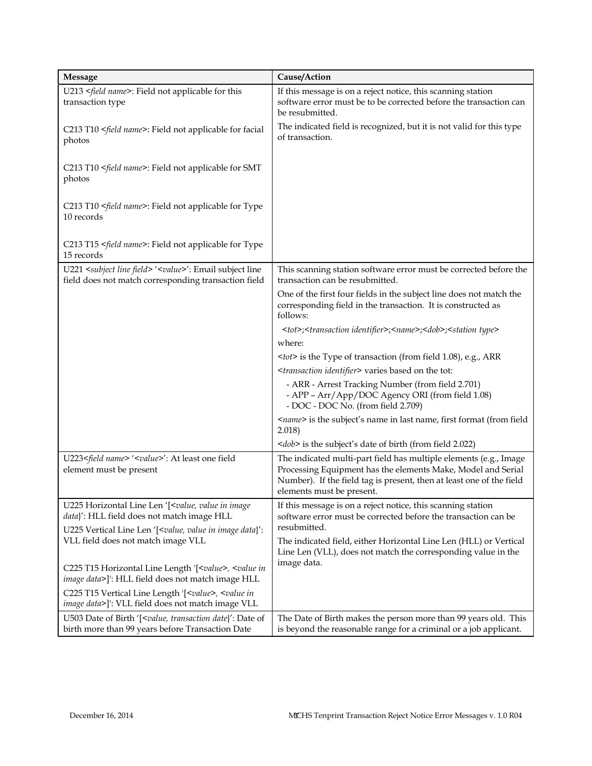| Message | Cause/Action |
|---|---|
| U213 <*field name*>: Field not applicable for this transaction type<br><br>C213 T10 <*field name*>: Field not applicable for facial photos<br><br>C213 T10 <*field name*>: Field not applicable for SMT photos<br><br>C213 T10 <*field name*>: Field not applicable for Type 10 records<br><br>C213 T15 <*field name*>: Field not applicable for Type 15 records | If this message is on a reject notice, this scanning station software error must be to be corrected before the transaction can be resubmitted.<br><br>The indicated field is recognized, but it is not valid for this type of transaction. |
| U221 <*subject line field*> '<*value*>': Email subject line field does not match corresponding transaction field | This scanning station software error must be corrected before the transaction can be resubmitted.<br><br>One of the first four fields in the subject line does not match the corresponding field in the transaction. It is constructed as follows:<br><br><*tot*>;<*transaction identifier*>;<*name*>;<*dob*>;<*station type*><br><br>where:<br><br><*tot*> is the Type of transaction (from field 1.08), e.g., ARR<br><br><*transaction identifier*> varies based on the tot:<br>- ARR - Arrest Tracking Number (from field 2.701)<br>- APP – Arr/App/DOC Agency ORI (from field 1.08)<br>- DOC - DOC No. (from field 2.709)<br><br><*name*> is the subject's name in last name, first format (from field 2.018)<br><br><*dob*> is the subject's date of birth (from field 2.022) |
| U223<*field name*> '<*value*>': At least one field element must be present | The indicated multi-part field has multiple elements (e.g., Image Processing Equipment has the elements Make, Model and Serial Number). If the field tag is present, then at least one of the field elements must be present. |
| U225 Horizontal Line Len '[<*value, value in image data*}': HLL field does not match image HLL<br><br>U225 Vertical Line Len '[<*value, value in image data*}': VLL field does not match image VLL<br><br>C225 T15 Horizontal Line Length '[<*value*>, <*value in image data*>]': HLL field does not match image HLL<br><br>C225 T15 Vertical Line Length '[<*value*>, <*value in image data*>]': VLL field does not match image VLL | If this message is on a reject notice, this scanning station software error must be corrected before the transaction can be resubmitted.<br><br>The indicated field, either Horizontal Line Len (HLL) or Vertical Line Len (VLL), does not match the corresponding value in the image data. |
| U503 Date of Birth '[<*value, transaction date*}': Date of birth more than 99 years before Transaction Date | The Date of Birth makes the person more than 99 years old. This is beyond the reasonable range for a criminal or a job applicant. |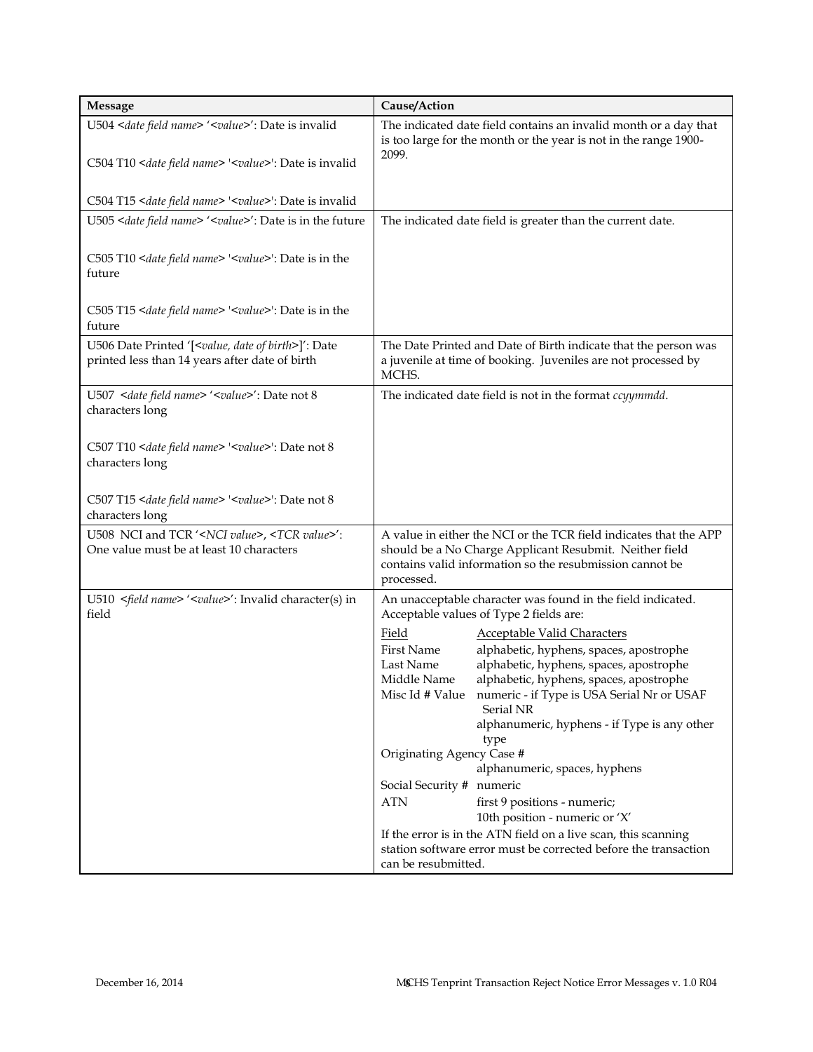| Message | Cause/Action |
| --- | --- |
| U504 *<date field name>* '<*value*>': Date is invalid<br><br>C504 T10 *<date field name>* '<*value*>': Date is invalid<br><br>C504 T15 *<date field name>* '<*value*>': Date is invalid | The indicated date field contains an invalid month or a day that is too large for the month or the year is not in the range 1900-2099. |
| U505 *<date field name>* '<*value*>': Date is in the future<br><br>C505 T10 *<date field name>* '<*value*>': Date is in the future<br><br>C505 T15 *<date field name>* '<*value*>': Date is in the future | The indicated date field is greater than the current date. |
| U506 Date Printed '[<*value, date of birth*>]': Date printed less than 14 years after date of birth | The Date Printed and Date of Birth indicate that the person was a juvenile at time of booking. Juveniles are not processed by MCHS. |
| U507 *<date field name>* '<*value*>': Date not 8 characters long<br><br>C507 T10 *<date field name>* '<*value*>': Date not 8 characters long<br><br>C507 T15 *<date field name>* '<*value*>': Date not 8 characters long | The indicated date field is not in the format *ccyymmdd*. |
| U508 NCI and TCR '<*NCI value*>, <*TCR value*>': One value must be at least 10 characters | A value in either the NCI or the TCR field indicates that the APP should be a No Charge Applicant Resubmit. Neither field contains valid information so the resubmission cannot be processed. |
| U510 *<field name>* '<*value*>': Invalid character(s) in field | An unacceptable character was found in the field indicated. Acceptable values of Type 2 fields are:<br><br>Field — Acceptable Valid Characters<br>First Name — alphabetic, hyphens, spaces, apostrophe<br>Last Name — alphabetic, hyphens, spaces, apostrophe<br>Middle Name — alphabetic, hyphens, spaces, apostrophe<br>Misc Id # Value — numeric - if Type is USA Serial Nr or USAF Serial NR; alphanumeric, hyphens - if Type is any other type<br>Originating Agency Case # — alphanumeric, spaces, hyphens<br>Social Security # — numeric<br>ATN — first 9 positions - numeric; 10th position - numeric or 'X'<br><br>If the error is in the ATN field on a live scan, this scanning station software error must be corrected before the transaction can be resubmitted. |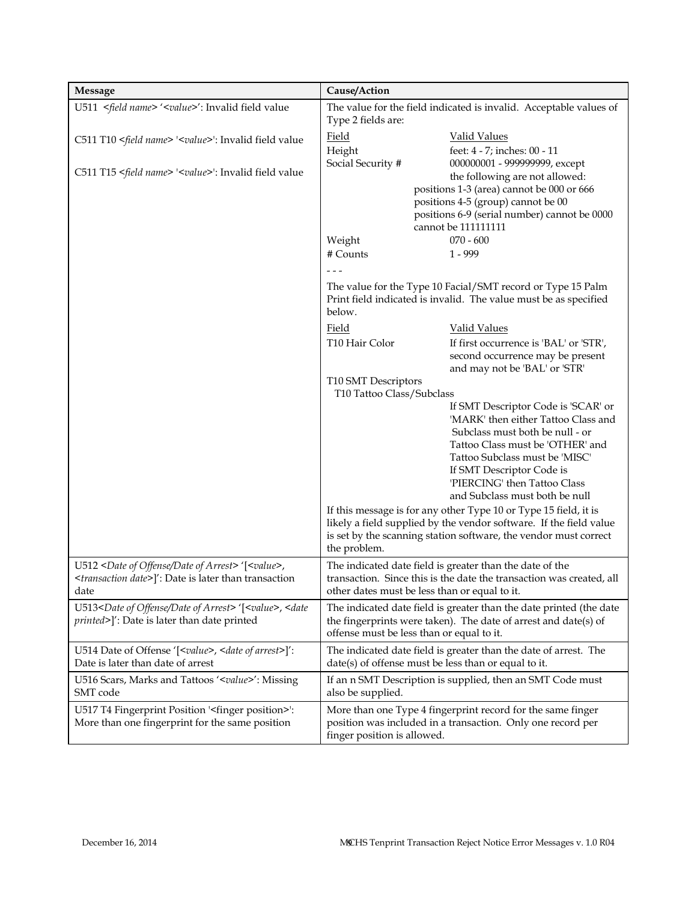| Message | Cause/Action |
| --- | --- |
| U511 <*field name*> '<*value*>': Invalid field value<br><br>C511 T10 <*field name*> '<*value*>': Invalid field value<br><br>C511 T15 <*field name*> '<*value*>': Invalid field value | The value for the field indicated is invalid. Acceptable values of Type 2 fields are:<br><br>Field — Valid Values<br>Height — feet: 4 - 7; inches: 00 - 11<br>Social Security # — 000000001 - 999999999, except the following are not allowed: positions 1-3 (area) cannot be 000 or 666; positions 4-5 (group) cannot be 00; positions 6-9 (serial number) cannot be 0000; cannot be 111111111<br>Weight — 070 - 600<br># Counts — 1 - 999<br><br>- - -<br><br>The value for the Type 10 Facial/SMT record or Type 15 Palm Print field indicated is invalid. The value must be as specified below.<br><br>Field — Valid Values<br>T10 Hair Color — If first occurrence is 'BAL' or 'STR', second occurrence may be present and may not be 'BAL' or 'STR'<br>T10 SMT Descriptors<br>T10 Tattoo Class/Subclass — If SMT Descriptor Code is 'SCAR' or 'MARK' then either Tattoo Class and Subclass must both be null - or Tattoo Class must be 'OTHER' and Tattoo Subclass must be 'MISC'. If SMT Descriptor Code is 'PIERCING' then Tattoo Class and Subclass must both be null<br><br>If this message is for any other Type 10 or Type 15 field, it is likely a field supplied by the vendor software. If the field value is set by the scanning station software, the vendor must correct the problem. |
| U512 <*Date of Offense/Date of Arrest*> '[<*value*>, <*transaction date*>]': Date is later than transaction date | The indicated date field is greater than the date of the transaction. Since this is the date the transaction was created, all other dates must be less than or equal to it. |
| U513<*Date of Offense/Date of Arrest*> '[<*value*>, <*date printed*>]': Date is later than date printed | The indicated date field is greater than the date printed (the date the fingerprints were taken). The date of arrest and date(s) of offense must be less than or equal to it. |
| U514 Date of Offense '[<*value*>, <*date of arrest*>]': Date is later than date of arrest | The indicated date field is greater than the date of arrest. The date(s) of offense must be less than or equal to it. |
| U516 Scars, Marks and Tattoos '<*value*>': Missing SMT code | If an n SMT Description is supplied, then an SMT Code must also be supplied. |
| U517 T4 Fingerprint Position '<finger position>': More than one fingerprint for the same position | More than one Type 4 fingerprint record for the same finger position was included in a transaction. Only one record per finger position is allowed. |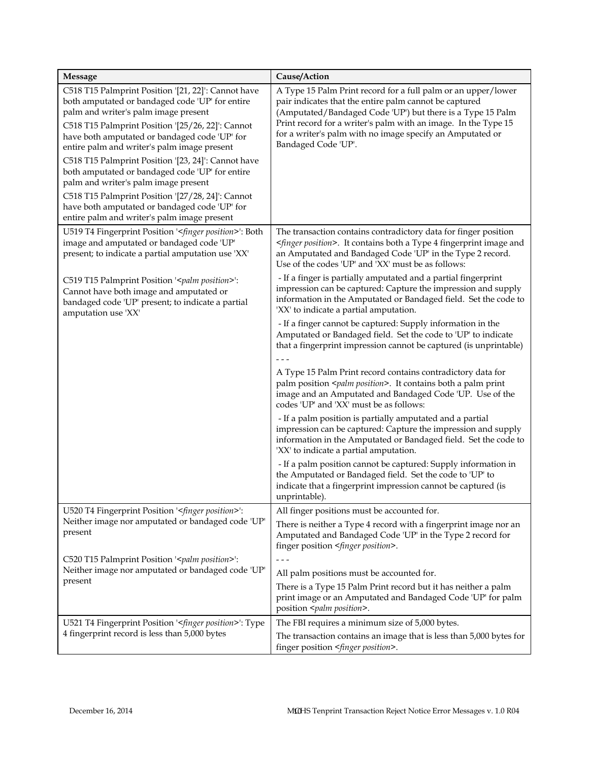| Message | Cause/Action |
|---|---|
| C518 T15 Palmprint Position '[21, 22]': Cannot have both amputated or bandaged code 'UP' for entire palm and writer's palm image present<br><br>C518 T15 Palmprint Position '[25/26, 22]': Cannot have both amputated or bandaged code 'UP' for entire palm and writer's palm image present<br><br>C518 T15 Palmprint Position '[23, 24]': Cannot have both amputated or bandaged code 'UP' for entire palm and writer's palm image present<br><br>C518 T15 Palmprint Position '[27/28, 24]': Cannot have both amputated or bandaged code 'UP' for entire palm and writer's palm image present | A Type 15 Palm Print record for a full palm or an upper/lower pair indicates that the entire palm cannot be captured (Amputated/Bandaged Code 'UP') but there is a Type 15 Palm Print record for a writer's palm with an image. In the Type 15 for a writer's palm with no image specify an Amputated or Bandaged Code 'UP'. |
| U519 T4 Fingerprint Position '<*finger position*>': Both image and amputated or bandaged code 'UP' present; to indicate a partial amputation use 'XX'<br><br>C519 T15 Palmprint Position '<*palm position*>': Cannot have both image and amputated or bandaged code 'UP' present; to indicate a partial amputation use 'XX' | The transaction contains contradictory data for finger position <*finger position*>. It contains both a Type 4 fingerprint image and an Amputated and Bandaged Code 'UP' in the Type 2 record. Use of the codes 'UP' and 'XX' must be as follows:<br><br>- If a finger is partially amputated and a partial fingerprint impression can be captured: Capture the impression and supply information in the Amputated or Bandaged field. Set the code to 'XX' to indicate a partial amputation.<br><br>- If a finger cannot be captured: Supply information in the Amputated or Bandaged field. Set the code to 'UP' to indicate that a fingerprint impression cannot be captured (is unprintable)<br><br>- - -<br><br>A Type 15 Palm Print record contains contradictory data for palm position <*palm position*>. It contains both a palm print image and an Amputated and Bandaged Code 'UP. Use of the codes 'UP' and 'XX' must be as follows:<br><br>- If a palm position is partially amputated and a partial impression can be captured: Capture the impression and supply information in the Amputated or Bandaged field. Set the code to 'XX' to indicate a partial amputation.<br><br>- If a palm position cannot be captured: Supply information in the Amputated or Bandaged field. Set the code to 'UP' to indicate that a fingerprint impression cannot be captured (is unprintable). |
| U520 T4 Fingerprint Position '<*finger position*>': Neither image nor amputated or bandaged code 'UP' present<br><br>C520 T15 Palmprint Position '<*palm position*>': Neither image nor amputated or bandaged code 'UP' present | All finger positions must be accounted for.<br><br>There is neither a Type 4 record with a fingerprint image nor an Amputated and Bandaged Code 'UP' in the Type 2 record for finger position <*finger position*>.<br><br>- - -<br><br>All palm positions must be accounted for.<br><br>There is a Type 15 Palm Print record but it has neither a palm print image or an Amputated and Bandaged Code 'UP' for palm position <*palm position*>. |
| U521 T4 Fingerprint Position '<*finger position*>': Type 4 fingerprint record is less than 5,000 bytes | The FBI requires a minimum size of 5,000 bytes.<br><br>The transaction contains an image that is less than 5,000 bytes for finger position <*finger position*>. |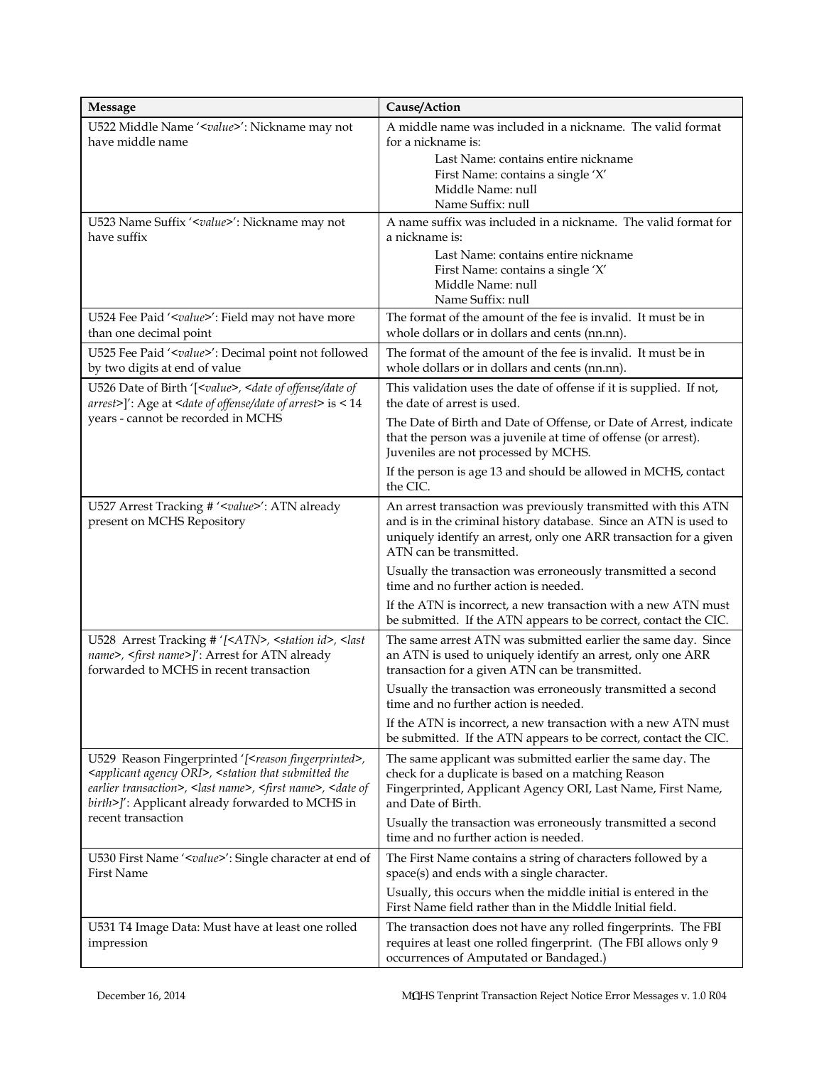| Message | Cause/Action |
| --- | --- |
| U522 Middle Name '<*value*>': Nickname may not have middle name | A middle name was included in a nickname. The valid format for a nickname is:<br>Last Name: contains entire nickname<br>First Name: contains a single 'X'<br>Middle Name: null<br>Name Suffix: null |
| U523 Name Suffix '<*value*>': Nickname may not have suffix | A name suffix was included in a nickname. The valid format for a nickname is:<br>Last Name: contains entire nickname<br>First Name: contains a single 'X'<br>Middle Name: null<br>Name Suffix: null |
| U524 Fee Paid '<*value*>': Field may not have more than one decimal point | The format of the amount of the fee is invalid. It must be in whole dollars or in dollars and cents (nn.nn). |
| U525 Fee Paid '<*value*>': Decimal point not followed by two digits at end of value | The format of the amount of the fee is invalid. It must be in whole dollars or in dollars and cents (nn.nn). |
| U526 Date of Birth '[<*value*>, <*date of offense/date of arrest*>]': Age at <*date of offense/date of arrest*> is < 14 years - cannot be recorded in MCHS | This validation uses the date of offense if it is supplied. If not, the date of arrest is used.<br>The Date of Birth and Date of Offense, or Date of Arrest, indicate that the person was a juvenile at time of offense (or arrest). Juveniles are not processed by MCHS.<br>If the person is age 13 and should be allowed in MCHS, contact the CIC. |
| U527 Arrest Tracking # '<*value*>': ATN already present on MCHS Repository | An arrest transaction was previously transmitted with this ATN and is in the criminal history database. Since an ATN is used to uniquely identify an arrest, only one ARR transaction for a given ATN can be transmitted.<br>Usually the transaction was erroneously transmitted a second time and no further action is needed.<br>If the ATN is incorrect, a new transaction with a new ATN must be submitted. If the ATN appears to be correct, contact the CIC. |
| U528 Arrest Tracking # '[<*ATN*>, <*station id*>, <*last name*>, <*first name*>]': Arrest for ATN already forwarded to MCHS in recent transaction | The same arrest ATN was submitted earlier the same day. Since an ATN is used to uniquely identify an arrest, only one ARR transaction for a given ATN can be transmitted.<br>Usually the transaction was erroneously transmitted a second time and no further action is needed.<br>If the ATN is incorrect, a new transaction with a new ATN must be submitted. If the ATN appears to be correct, contact the CIC. |
| U529 Reason Fingerprinted '[<*reason fingerprinted*>, <*applicant agency ORI*>, <*station that submitted the earlier transaction*>, <*last name*>, <*first name*>, <*date of birth*>]': Applicant already forwarded to MCHS in recent transaction | The same applicant was submitted earlier the same day. The check for a duplicate is based on a matching Reason Fingerprinted, Applicant Agency ORI, Last Name, First Name, and Date of Birth.<br>Usually the transaction was erroneously transmitted a second time and no further action is needed. |
| U530 First Name '<*value*>': Single character at end of First Name | The First Name contains a string of characters followed by a space(s) and ends with a single character.<br>Usually, this occurs when the middle initial is entered in the First Name field rather than in the Middle Initial field. |
| U531 T4 Image Data: Must have at least one rolled impression | The transaction does not have any rolled fingerprints. The FBI requires at least one rolled fingerprint. (The FBI allows only 9 occurrences of Amputated or Bandaged.) |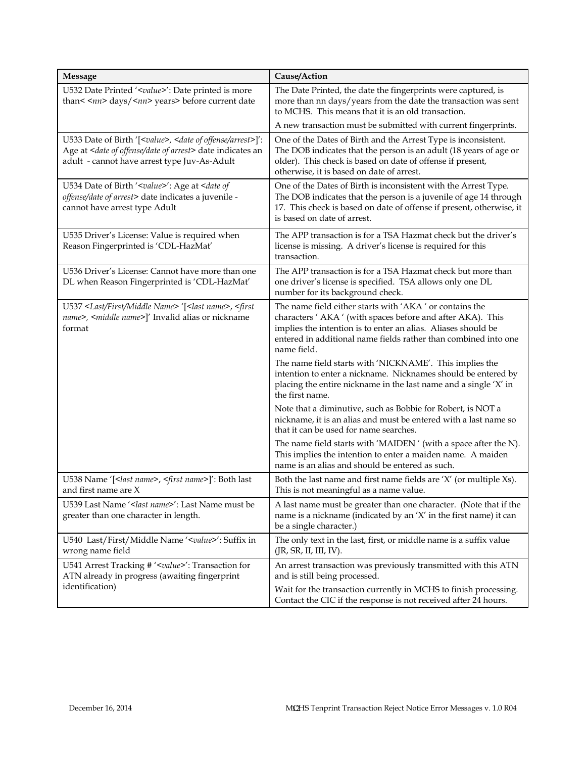| Message | Cause/Action |
|---|---|
| U532 Date Printed '*<value>*': Date printed is more than< *<nn>* days/*<nn>* years> before current date | The Date Printed, the date the fingerprints were captured, is more than nn days/years from the date the transaction was sent to MCHS. This means that it is an old transaction.<br><br>A new transaction must be submitted with current fingerprints. |
| U533 Date of Birth '[<*value*>, <*date of offense/arrest*>]': Age at <*date of offense/date of arrest*> date indicates an adult - cannot have arrest type Juv-As-Adult | One of the Dates of Birth and the Arrest Type is inconsistent. The DOB indicates that the person is an adult (18 years of age or older). This check is based on date of offense if present, otherwise, it is based on date of arrest. |
| U534 Date of Birth '<*value*>': Age at <*date of offense/date of arrest*> date indicates a juvenile - cannot have arrest type Adult | One of the Dates of Birth is inconsistent with the Arrest Type. The DOB indicates that the person is a juvenile of age 14 through 17. This check is based on date of offense if present, otherwise, it is based on date of arrest. |
| U535 Driver's License: Value is required when Reason Fingerprinted is 'CDL-HazMat' | The APP transaction is for a TSA Hazmat check but the driver's license is missing. A driver's license is required for this transaction. |
| U536 Driver's License: Cannot have more than one DL when Reason Fingerprinted is 'CDL-HazMat' | The APP transaction is for a TSA Hazmat check but more than one driver's license is specified. TSA allows only one DL number for its background check. |
| U537 <*Last/First/Middle Name*> '[<*last name*>, <*first name*>, <*middle name*>]' Invalid alias or nickname format | The name field either starts with 'AKA ' or contains the characters ' AKA ' (with spaces before and after AKA). This implies the intention is to enter an alias. Aliases should be entered in additional name fields rather than combined into one name field.<br><br>The name field starts with 'NICKNAME'. This implies the intention to enter a nickname. Nicknames should be entered by placing the entire nickname in the last name and a single 'X' in the first name.<br><br>Note that a diminutive, such as Bobbie for Robert, is NOT a nickname, it is an alias and must be entered with a last name so that it can be used for name searches.<br><br>The name field starts with 'MAIDEN ' (with a space after the N). This implies the intention to enter a maiden name. A maiden name is an alias and should be entered as such. |
| U538 Name '[<*last name*>, <*first name*>]': Both last and first name are X | Both the last name and first name fields are 'X' (or multiple Xs). This is not meaningful as a name value. |
| U539 Last Name '<*last name*>': Last Name must be greater than one character in length. | A last name must be greater than one character. (Note that if the name is a nickname (indicated by an 'X' in the first name) it can be a single character.) |
| U540 Last/First/Middle Name '<*value*>': Suffix in wrong name field | The only text in the last, first, or middle name is a suffix value (JR, SR, II, III, IV). |
| U541 Arrest Tracking # '<*value*>': Transaction for ATN already in progress (awaiting fingerprint identification) | An arrest transaction was previously transmitted with this ATN and is still being processed.<br><br>Wait for the transaction currently in MCHS to finish processing. Contact the CIC if the response is not received after 24 hours. |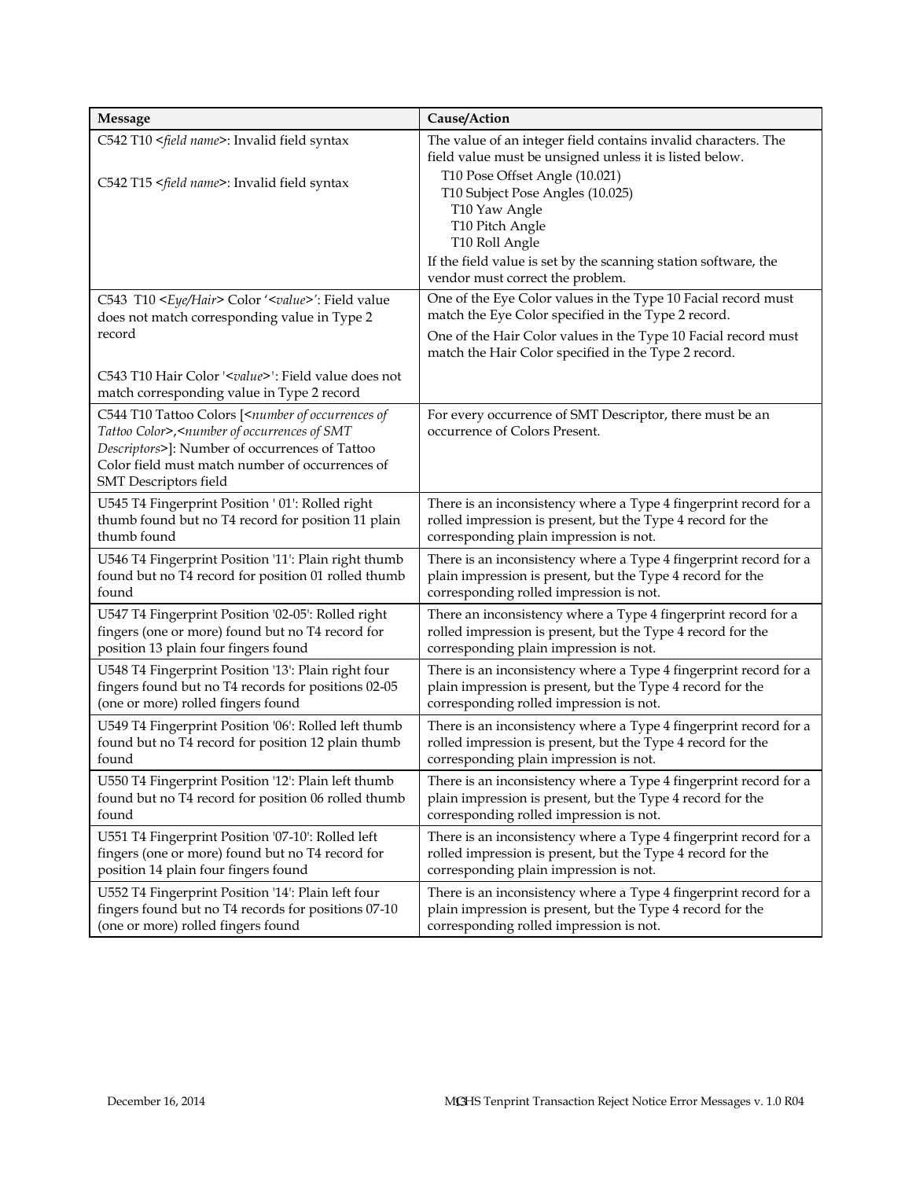| Message | Cause/Action |
|---|---|
| C542 T10 <*field name*>: Invalid field syntax<br><br>C542 T15 <*field name*>: Invalid field syntax | The value of an integer field contains invalid characters. The field value must be unsigned unless it is listed below.<br>T10 Pose Offset Angle (10.021)<br>T10 Subject Pose Angles (10.025)<br>T10 Yaw Angle<br>T10 Pitch Angle<br>T10 Roll Angle<br>If the field value is set by the scanning station software, the vendor must correct the problem. |
| C543 T10 <*Eye/Hair*> Color '<*value*>': Field value does not match corresponding value in Type 2 record<br><br>C543 T10 Hair Color '<*value*>': Field value does not match corresponding value in Type 2 record | One of the Eye Color values in the Type 10 Facial record must match the Eye Color specified in the Type 2 record.<br>One of the Hair Color values in the Type 10 Facial record must match the Hair Color specified in the Type 2 record. |
| C544 T10 Tattoo Colors [<*number of occurrences of Tattoo Color*>,<*number of occurrences of SMT Descriptors*>]: Number of occurrences of Tattoo Color field must match number of occurrences of SMT Descriptors field | For every occurrence of SMT Descriptor, there must be an occurrence of Colors Present. |
| U545 T4 Fingerprint Position ' 01': Rolled right thumb found but no T4 record for position 11 plain thumb found | There is an inconsistency where a Type 4 fingerprint record for a rolled impression is present, but the Type 4 record for the corresponding plain impression is not. |
| U546 T4 Fingerprint Position '11': Plain right thumb found but no T4 record for position 01 rolled thumb found | There is an inconsistency where a Type 4 fingerprint record for a plain impression is present, but the Type 4 record for the corresponding rolled impression is not. |
| U547 T4 Fingerprint Position '02-05': Rolled right fingers (one or more) found but no T4 record for position 13 plain four fingers found | There an inconsistency where a Type 4 fingerprint record for a rolled impression is present, but the Type 4 record for the corresponding plain impression is not. |
| U548 T4 Fingerprint Position '13': Plain right four fingers found but no T4 records for positions 02-05 (one or more) rolled fingers found | There is an inconsistency where a Type 4 fingerprint record for a plain impression is present, but the Type 4 record for the corresponding rolled impression is not. |
| U549 T4 Fingerprint Position '06': Rolled left thumb found but no T4 record for position 12 plain thumb found | There is an inconsistency where a Type 4 fingerprint record for a rolled impression is present, but the Type 4 record for the corresponding plain impression is not. |
| U550 T4 Fingerprint Position '12': Plain left thumb found but no T4 record for position 06 rolled thumb found | There is an inconsistency where a Type 4 fingerprint record for a plain impression is present, but the Type 4 record for the corresponding rolled impression is not. |
| U551 T4 Fingerprint Position '07-10': Rolled left fingers (one or more) found but no T4 record for position 14 plain four fingers found | There is an inconsistency where a Type 4 fingerprint record for a rolled impression is present, but the Type 4 record for the corresponding plain impression is not. |
| U552 T4 Fingerprint Position '14': Plain left four fingers found but no T4 records for positions 07-10 (one or more) rolled fingers found | There is an inconsistency where a Type 4 fingerprint record for a plain impression is present, but the Type 4 record for the corresponding rolled impression is not. |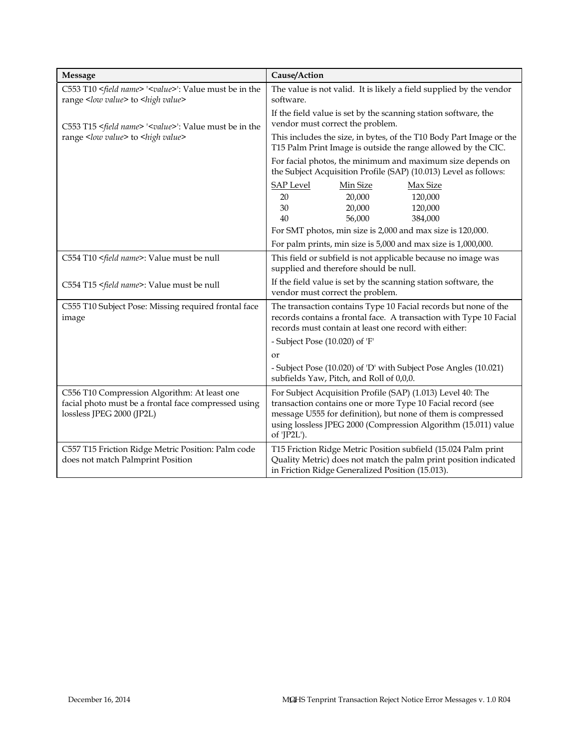| Message | Cause/Action |
|---|---|
| C553 T10 <*field name*> '<*value*>': Value must be in the range <*low value*> to <*high value*><br><br>C553 T15 <*field name*> '<*value*>': Value must be in the range <*low value*> to <*high value*> | The value is not valid. It is likely a field supplied by the vendor software.<br><br>If the field value is set by the scanning station software, the vendor must correct the problem.<br><br>This includes the size, in bytes, of the T10 Body Part Image or the T15 Palm Print Image is outside the range allowed by the CIC.<br><br>For facial photos, the minimum and maximum size depends on the Subject Acquisition Profile (SAP) (10.013) Level as follows:<br><br>SAP Level — Min Size — Max Size<br>20 — 20,000 — 120,000<br>30 — 20,000 — 120,000<br>40 — 56,000 — 384,000<br><br>For SMT photos, min size is 2,000 and max size is 120,000.<br><br>For palm prints, min size is 5,000 and max size is 1,000,000. |
| C554 T10 <*field name*>: Value must be null<br><br>C554 T15 <*field name*>: Value must be null | This field or subfield is not applicable because no image was supplied and therefore should be null.<br><br>If the field value is set by the scanning station software, the vendor must correct the problem. |
| C555 T10 Subject Pose: Missing required frontal face image | The transaction contains Type 10 Facial records but none of the records contains a frontal face. A transaction with Type 10 Facial records must contain at least one record with either:<br><br>- Subject Pose (10.020) of 'F'<br><br>or<br><br>- Subject Pose (10.020) of 'D' with Subject Pose Angles (10.021) subfields Yaw, Pitch, and Roll of 0,0,0. |
| C556 T10 Compression Algorithm: At least one facial photo must be a frontal face compressed using lossless JPEG 2000 (JP2L) | For Subject Acquisition Profile (SAP) (1.013) Level 40: The transaction contains one or more Type 10 Facial record (see message U555 for definition), but none of them is compressed using lossless JPEG 2000 (Compression Algorithm (15.011) value of 'JP2L'). |
| C557 T15 Friction Ridge Metric Position: Palm code does not match Palmprint Position | T15 Friction Ridge Metric Position subfield (15.024 Palm print Quality Metric) does not match the palm print position indicated in Friction Ridge Generalized Position (15.013). |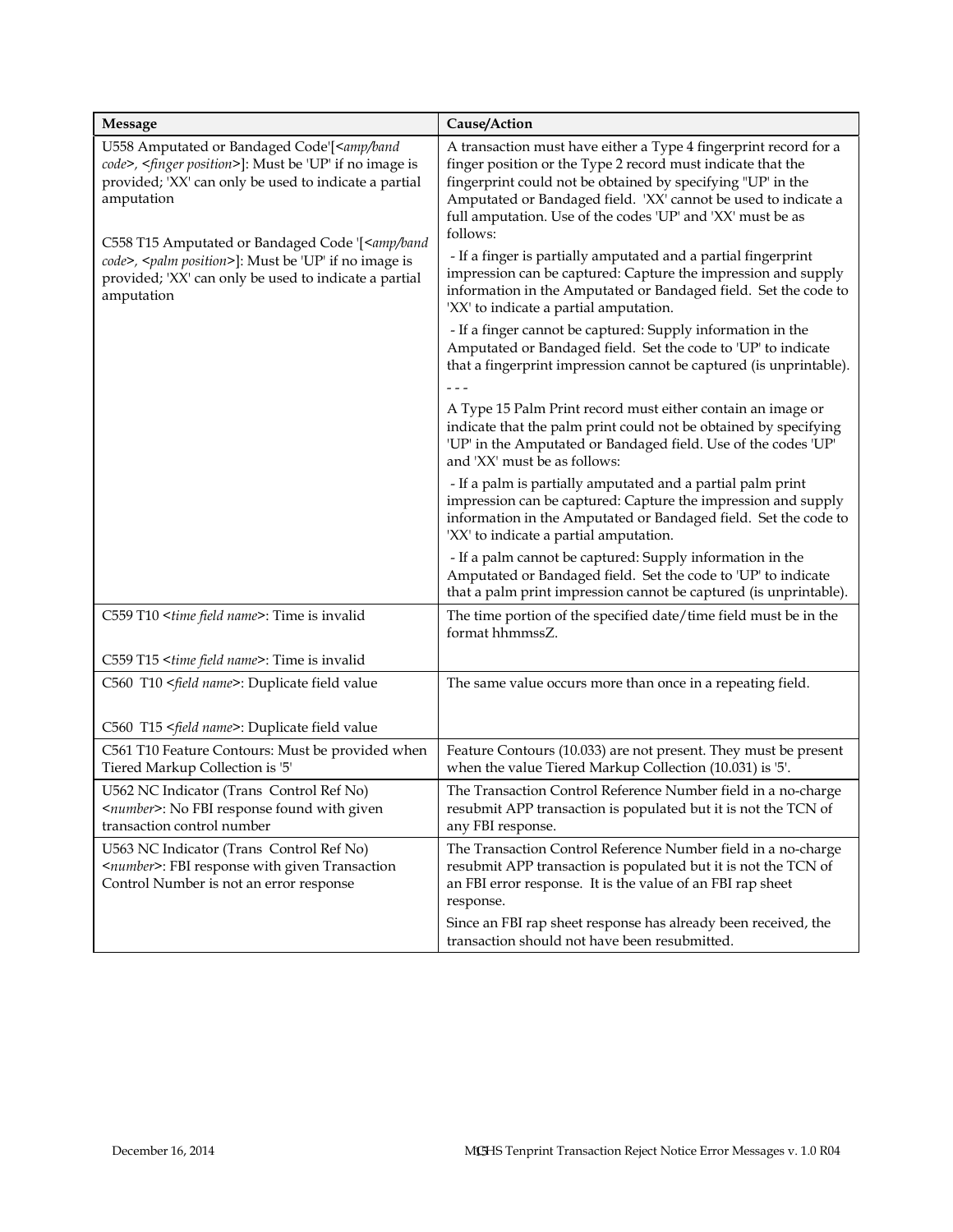| Message | Cause/Action |
|---|---|
| U558 Amputated or Bandaged Code'[<*amp/band code*>, <*finger position*>]: Must be 'UP' if no image is provided; 'XX' can only be used to indicate a partial amputation<br><br>C558 T15 Amputated or Bandaged Code '[<*amp/band code*>, <*palm position*>]: Must be 'UP' if no image is provided; 'XX' can only be used to indicate a partial amputation | A transaction must have either a Type 4 fingerprint record for a finger position or the Type 2 record must indicate that the fingerprint could not be obtained by specifying "UP" in the Amputated or Bandaged field. 'XX' cannot be used to indicate a full amputation. Use of the codes 'UP' and 'XX' must be as follows:<br><br>- If a finger is partially amputated and a partial fingerprint impression can be captured: Capture the impression and supply information in the Amputated or Bandaged field. Set the code to 'XX' to indicate a partial amputation.<br><br>- If a finger cannot be captured: Supply information in the Amputated or Bandaged field. Set the code to 'UP' to indicate that a fingerprint impression cannot be captured (is unprintable).<br><br>- - -<br><br>A Type 15 Palm Print record must either contain an image or indicate that the palm print could not be obtained by specifying 'UP' in the Amputated or Bandaged field. Use of the codes 'UP' and 'XX' must be as follows:<br><br>- If a palm is partially amputated and a partial palm print impression can be captured: Capture the impression and supply information in the Amputated or Bandaged field. Set the code to 'XX' to indicate a partial amputation.<br><br>- If a palm cannot be captured: Supply information in the Amputated or Bandaged field. Set the code to 'UP' to indicate that a palm print impression cannot be captured (is unprintable). |
| C559 T10 <*time field name*>: Time is invalid<br><br>C559 T15 <*time field name*>: Time is invalid | The time portion of the specified date/time field must be in the format hhmmssZ. |
| C560 T10 <*field name*>: Duplicate field value<br><br>C560 T15 <*field name*>: Duplicate field value | The same value occurs more than once in a repeating field. |
| C561 T10 Feature Contours: Must be provided when Tiered Markup Collection is '5' | Feature Contours (10.033) are not present. They must be present when the value Tiered Markup Collection (10.031) is '5'. |
| U562 NC Indicator (Trans Control Ref No) <*number*>: No FBI response found with given transaction control number | The Transaction Control Reference Number field in a no-charge resubmit APP transaction is populated but it is not the TCN of any FBI response. |
| U563 NC Indicator (Trans Control Ref No) <*number*>: FBI response with given Transaction Control Number is not an error response | The Transaction Control Reference Number field in a no-charge resubmit APP transaction is populated but it is not the TCN of an FBI error response. It is the value of an FBI rap sheet response.<br><br>Since an FBI rap sheet response has already been received, the transaction should not have been resubmitted. |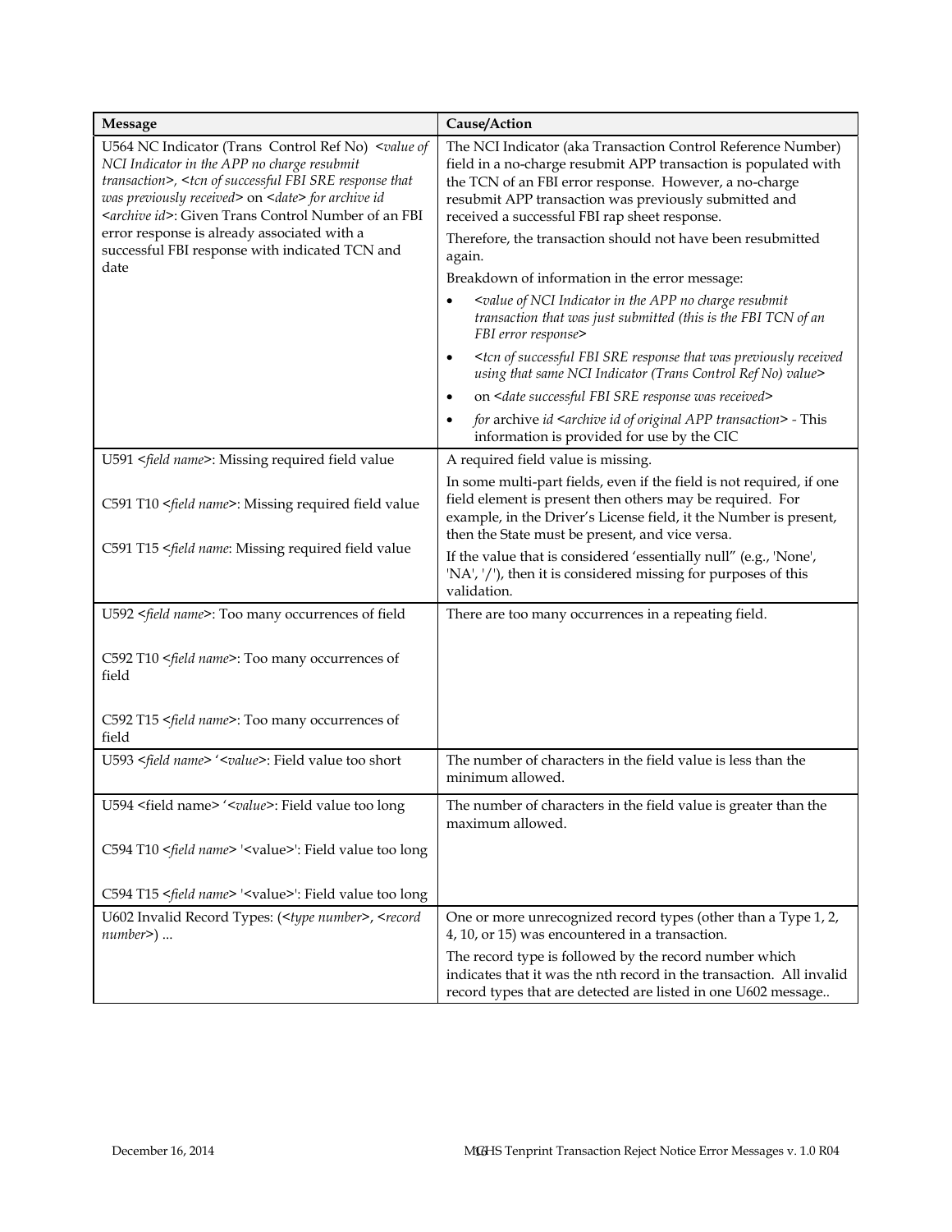| Message | Cause/Action |
| --- | --- |
| U564 NC Indicator (Trans Control Ref No) <*value of NCI Indicator in the APP no charge resubmit transaction*>, <*tcn of successful FBI SRE response that was previously received*> on <*date*> *for archive id* <*archive id*>: Given Trans Control Number of an FBI error response is already associated with a successful FBI response with indicated TCN and date | The NCI Indicator (aka Transaction Control Reference Number) field in a no-charge resubmit APP transaction is populated with the TCN of an FBI error response. However, a no-charge resubmit APP transaction was previously submitted and received a successful FBI rap sheet response.<br><br>Therefore, the transaction should not have been resubmitted again.<br><br>Breakdown of information in the error message:<br>• <*value of NCI Indicator in the APP no charge resubmit transaction that was just submitted (this is the FBI TCN of an FBI error response*><br>• <*tcn of successful FBI SRE response that was previously received using that same NCI Indicator (Trans Control Ref No) value*><br>• on <*date successful FBI SRE response was received*><br>• *for* archive *id* <*archive id of original APP transaction*> - This information is provided for use by the CIC |
| U591 <*field name*>: Missing required field value<br><br>C591 T10 <*field name*>: Missing required field value<br><br>C591 T15 <*field name*: Missing required field value | A required field value is missing.<br><br>In some multi-part fields, even if the field is not required, if one field element is present then others may be required. For example, in the Driver's License field, it the Number is present, then the State must be present, and vice versa.<br><br>If the value that is considered 'essentially null" (e.g., 'None', 'NA', '/'), then it is considered missing for purposes of this validation. |
| U592 <*field name*>: Too many occurrences of field<br><br>C592 T10 <*field name*>: Too many occurrences of field<br><br>C592 T15 <*field name*>: Too many occurrences of field | There are too many occurrences in a repeating field. |
| U593 <*field name*> '<*value*>: Field value too short | The number of characters in the field value is less than the minimum allowed. |
| U594 <field name> '<*value*>: Field value too long<br><br>C594 T10 <*field name*> '<value>': Field value too long<br><br>C594 T15 <*field name*> '<value>': Field value too long | The number of characters in the field value is greater than the maximum allowed. |
| U602 Invalid Record Types: (<*type number*>, <*record number*>) ... | One or more unrecognized record types (other than a Type 1, 2, 4, 10, or 15) was encountered in a transaction.<br><br>The record type is followed by the record number which indicates that it was the nth record in the transaction. All invalid record types that are detected are listed in one U602 message.. |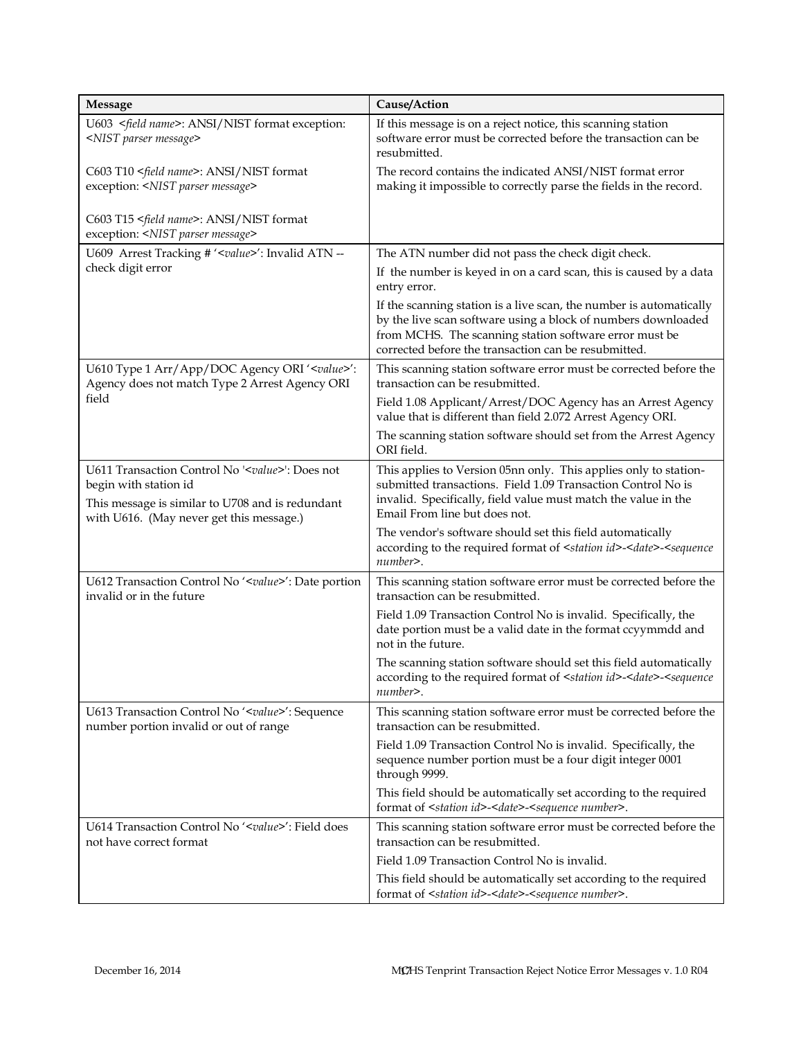| Message | Cause/Action |
| --- | --- |
| U603 <*field name*>: ANSI/NIST format exception: <*NIST parser message*><br><br>C603 T10 <*field name*>: ANSI/NIST format exception: <*NIST parser message*><br><br>C603 T15 <*field name*>: ANSI/NIST format exception: <*NIST parser message*> | If this message is on a reject notice, this scanning station software error must be corrected before the transaction can be resubmitted.<br><br>The record contains the indicated ANSI/NIST format error making it impossible to correctly parse the fields in the record. |
| U609 Arrest Tracking # '<*value*>': Invalid ATN -- check digit error | The ATN number did not pass the check digit check.<br><br>If the number is keyed in on a card scan, this is caused by a data entry error.<br><br>If the scanning station is a live scan, the number is automatically by the live scan software using a block of numbers downloaded from MCHS. The scanning station software error must be corrected before the transaction can be resubmitted. |
| U610 Type 1 Arr/App/DOC Agency ORI '<*value*>': Agency does not match Type 2 Arrest Agency ORI field | This scanning station software error must be corrected before the transaction can be resubmitted.<br><br>Field 1.08 Applicant/Arrest/DOC Agency has an Arrest Agency value that is different than field 2.072 Arrest Agency ORI.<br><br>The scanning station software should set from the Arrest Agency ORI field. |
| U611 Transaction Control No '<*value*>': Does not begin with station id<br><br>This message is similar to U708 and is redundant with U616. (May never get this message.) | This applies to Version 05nn only. This applies only to station-submitted transactions. Field 1.09 Transaction Control No is invalid. Specifically, field value must match the value in the Email From line but does not.<br><br>The vendor's software should set this field automatically according to the required format of <*station id*>-<*date*>-<*sequence number*>. |
| U612 Transaction Control No '<*value*>': Date portion invalid or in the future | This scanning station software error must be corrected before the transaction can be resubmitted.<br><br>Field 1.09 Transaction Control No is invalid. Specifically, the date portion must be a valid date in the format ccyymmdd and not in the future.<br><br>The scanning station software should set this field automatically according to the required format of <*station id*>-<*date*>-<*sequence number*>. |
| U613 Transaction Control No '<*value*>': Sequence number portion invalid or out of range | This scanning station software error must be corrected before the transaction can be resubmitted.<br><br>Field 1.09 Transaction Control No is invalid. Specifically, the sequence number portion must be a four digit integer 0001 through 9999.<br><br>This field should be automatically set according to the required format of <*station id*>-<*date*>-<*sequence number*>. |
| U614 Transaction Control No '<*value*>': Field does not have correct format | This scanning station software error must be corrected before the transaction can be resubmitted.<br><br>Field 1.09 Transaction Control No is invalid.<br><br>This field should be automatically set according to the required format of <*station id*>-<*date*>-<*sequence number*>. |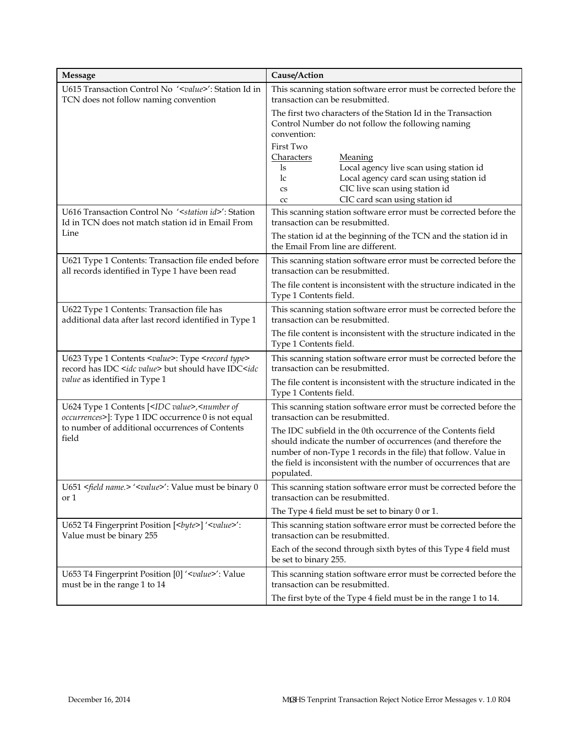| Message | Cause/Action |
| --- | --- |
| U615 Transaction Control No '<*value*>': Station Id in TCN does not follow naming convention | This scanning station software error must be corrected before the transaction can be resubmitted.<br><br>The first two characters of the Station Id in the Transaction Control Number do not follow the following naming convention:<br><br>First Two Characters / Meaning<br>ls — Local agency live scan using station id<br>lc — Local agency card scan using station id<br>cs — CIC live scan using station id<br>cc — CIC card scan using station id |
| U616 Transaction Control No '<*station id*>': Station Id in TCN does not match station id in Email From Line | This scanning station software error must be corrected before the transaction can be resubmitted.<br><br>The station id at the beginning of the TCN and the station id in the Email From line are different. |
| U621 Type 1 Contents: Transaction file ended before all records identified in Type 1 have been read | This scanning station software error must be corrected before the transaction can be resubmitted.<br><br>The file content is inconsistent with the structure indicated in the Type 1 Contents field. |
| U622 Type 1 Contents: Transaction file has additional data after last record identified in Type 1 | This scanning station software error must be corrected before the transaction can be resubmitted.<br><br>The file content is inconsistent with the structure indicated in the Type 1 Contents field. |
| U623 Type 1 Contents <*value*>: Type <*record type*> record has IDC <*idc value*> but should have IDC<*idc value* as identified in Type 1 | This scanning station software error must be corrected before the transaction can be resubmitted.<br><br>The file content is inconsistent with the structure indicated in the Type 1 Contents field. |
| U624 Type 1 Contents [<*IDC value*>,<*number of occurrences*>]: Type 1 IDC occurrence 0 is not equal to number of additional occurrences of Contents field | This scanning station software error must be corrected before the transaction can be resubmitted.<br><br>The IDC subfield in the 0th occurrence of the Contents field should indicate the number of occurrences (and therefore the number of non-Type 1 records in the file) that follow. Value in the field is inconsistent with the number of occurrences that are populated. |
| U651 <*field name.*> '<*value*>': Value must be binary 0 or 1 | This scanning station software error must be corrected before the transaction can be resubmitted.<br><br>The Type 4 field must be set to binary 0 or 1. |
| U652 T4 Fingerprint Position [<*byte*>] '<*value*>': Value must be binary 255 | This scanning station software error must be corrected before the transaction can be resubmitted.<br><br>Each of the second through sixth bytes of this Type 4 field must be set to binary 255. |
| U653 T4 Fingerprint Position [0] '<*value*>': Value must be in the range 1 to 14 | This scanning station software error must be corrected before the transaction can be resubmitted.<br><br>The first byte of the Type 4 field must be in the range 1 to 14. |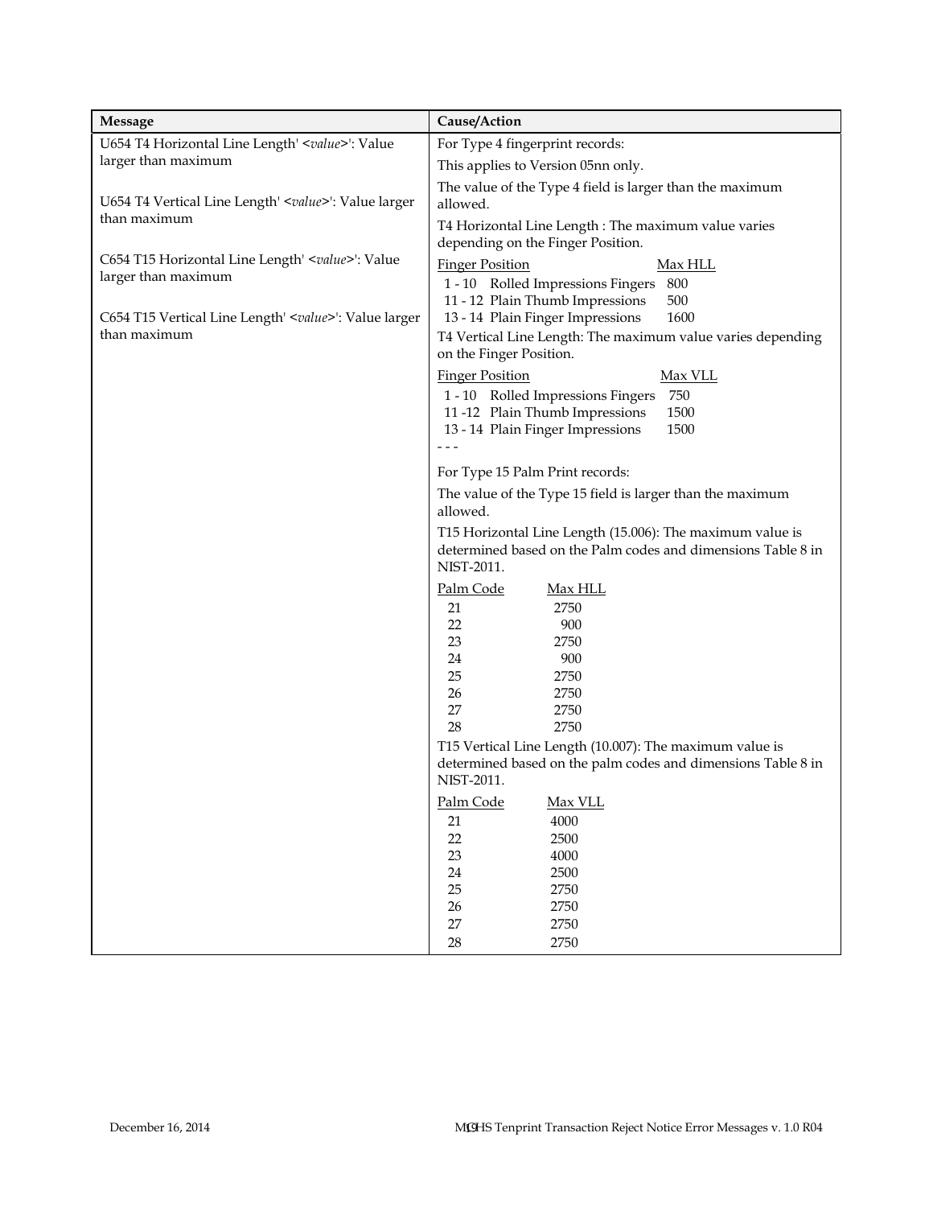| Message | Cause/Action |
| --- | --- |
| U654 T4 Horizontal Line Length' <*value*>': Value larger than maximum<br><br>U654 T4 Vertical Line Length' <*value*>': Value larger than maximum<br><br>C654 T15 Horizontal Line Length' <*value*>': Value larger than maximum<br><br>C654 T15 Vertical Line Length' <*value*>': Value larger than maximum | For Type 4 fingerprint records:<br>This applies to Version 05nn only.<br>The value of the Type 4 field is larger than the maximum allowed.<br>T4 Horizontal Line Length : The maximum value varies depending on the Finger Position.<br><u>Finger Position</u> <u>Max HLL</u><br>1 - 10 Rolled Impressions Fingers 800<br>11 - 12 Plain Thumb Impressions 500<br>13 - 14 Plain Finger Impressions 1600<br>T4 Vertical Line Length: The maximum value varies depending on the Finger Position.<br><u>Finger Position</u> <u>Max VLL</u><br>1 - 10 Rolled Impressions Fingers 750<br>11 -12 Plain Thumb Impressions 1500<br>13 - 14 Plain Finger Impressions 1500<br>- - -<br>For Type 15 Palm Print records:<br>The value of the Type 15 field is larger than the maximum allowed.<br>T15 Horizontal Line Length (15.006): The maximum value is determined based on the Palm codes and dimensions Table 8 in NIST-2011.<br><u>Palm Code</u> <u>Max HLL</u><br>21 2750<br>22 900<br>23 2750<br>24 900<br>25 2750<br>26 2750<br>27 2750<br>28 2750<br>T15 Vertical Line Length (10.007): The maximum value is determined based on the palm codes and dimensions Table 8 in NIST-2011.<br><u>Palm Code</u> <u>Max VLL</u><br>21 4000<br>22 2500<br>23 4000<br>24 2500<br>25 2750<br>26 2750<br>27 2750<br>28 2750 |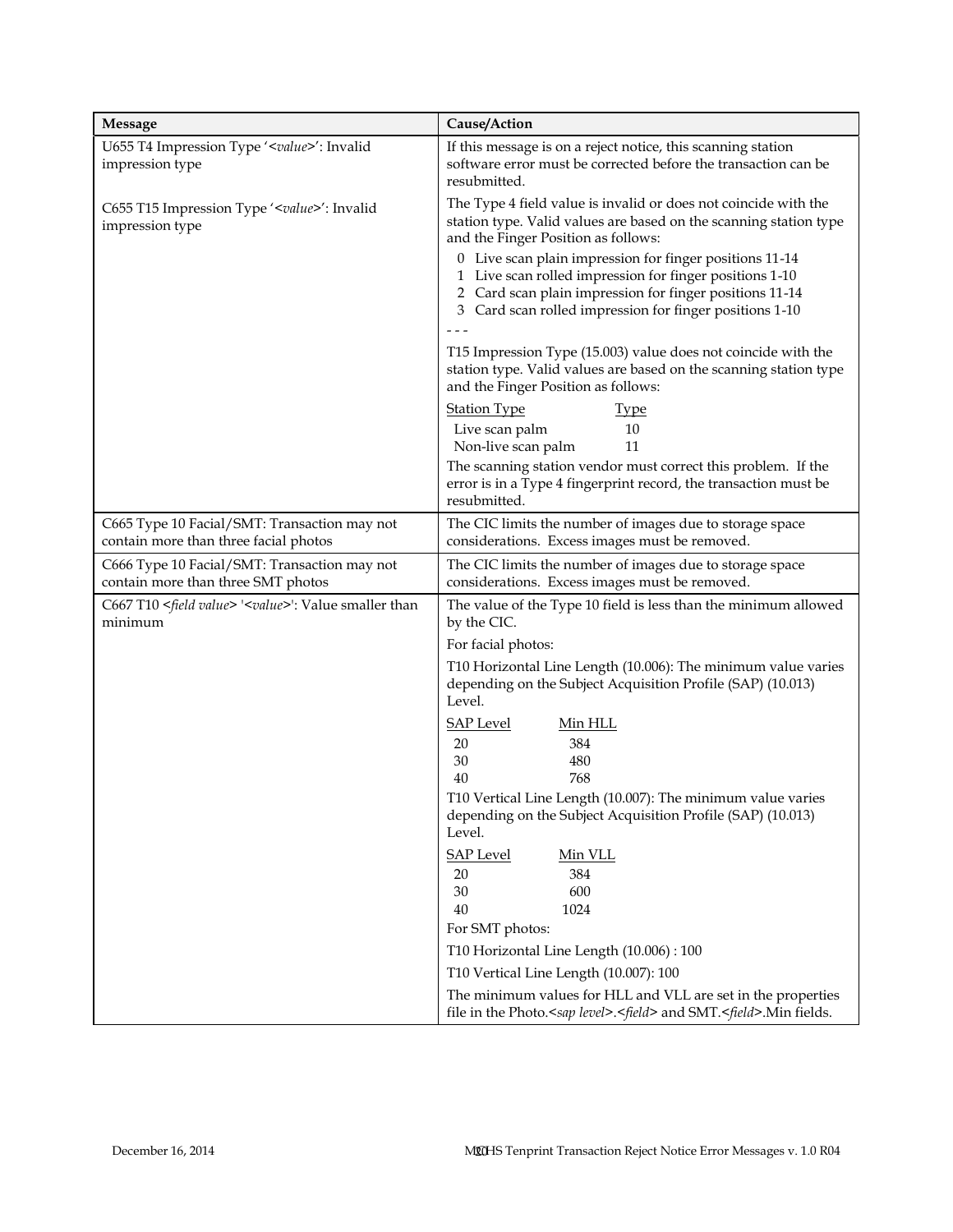| Message | Cause/Action |
| --- | --- |
| U655 T4 Impression Type '<*value*>': Invalid impression type<br><br>C655 T15 Impression Type '<*value*>': Invalid impression type | If this message is on a reject notice, this scanning station software error must be corrected before the transaction can be resubmitted.<br><br>The Type 4 field value is invalid or does not coincide with the station type. Valid values are based on the scanning station type and the Finger Position as follows:<br>0 Live scan plain impression for finger positions 11-14<br>1 Live scan rolled impression for finger positions 1-10<br>2 Card scan plain impression for finger positions 11-14<br>3 Card scan rolled impression for finger positions 1-10<br>- - -<br>T15 Impression Type (15.003) value does not coincide with the station type. Valid values are based on the scanning station type and the Finger Position as follows:<br><u>Station Type</u> <u>Type</u><br>Live scan palm 10<br>Non-live scan palm 11<br>The scanning station vendor must correct this problem. If the error is in a Type 4 fingerprint record, the transaction must be resubmitted. |
| C665 Type 10 Facial/SMT: Transaction may not contain more than three facial photos | The CIC limits the number of images due to storage space considerations. Excess images must be removed. |
| C666 Type 10 Facial/SMT: Transaction may not contain more than three SMT photos | The CIC limits the number of images due to storage space considerations. Excess images must be removed. |
| C667 T10 <*field value*> '<*value*>': Value smaller than minimum | The value of the Type 10 field is less than the minimum allowed by the CIC.<br>For facial photos:<br>T10 Horizontal Line Length (10.006): The minimum value varies depending on the Subject Acquisition Profile (SAP) (10.013) Level.<br><u>SAP Level</u> <u>Min HLL</u><br>20 384<br>30 480<br>40 768<br>T10 Vertical Line Length (10.007): The minimum value varies depending on the Subject Acquisition Profile (SAP) (10.013) Level.<br><u>SAP Level</u> <u>Min VLL</u><br>20 384<br>30 600<br>40 1024<br>For SMT photos:<br>T10 Horizontal Line Length (10.006) : 100<br>T10 Vertical Line Length (10.007): 100<br>The minimum values for HLL and VLL are set in the properties file in the Photo.<*sap level*>.<*field*> and SMT.<*field*>.Min fields. |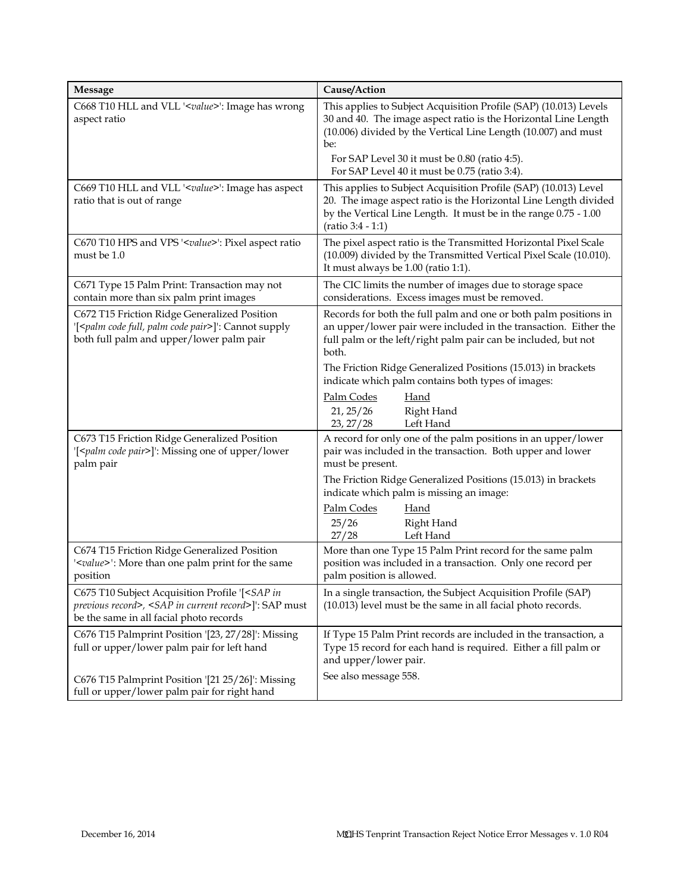| Message | Cause/Action |
|---|---|
| C668 T10 HLL and VLL '<*value*>': Image has wrong aspect ratio | This applies to Subject Acquisition Profile (SAP) (10.013) Levels 30 and 40. The image aspect ratio is the Horizontal Line Length (10.006) divided by the Vertical Line Length (10.007) and must be:<br><br>For SAP Level 30 it must be 0.80 (ratio 4:5).<br>For SAP Level 40 it must be 0.75 (ratio 3:4). |
| C669 T10 HLL and VLL '<*value*>': Image has aspect ratio that is out of range | This applies to Subject Acquisition Profile (SAP) (10.013) Level 20. The image aspect ratio is the Horizontal Line Length divided by the Vertical Line Length. It must be in the range 0.75 - 1.00 (ratio 3:4 - 1:1) |
| C670 T10 HPS and VPS '<*value*>': Pixel aspect ratio must be 1.0 | The pixel aspect ratio is the Transmitted Horizontal Pixel Scale (10.009) divided by the Transmitted Vertical Pixel Scale (10.010). It must always be 1.00 (ratio 1:1). |
| C671 Type 15 Palm Print: Transaction may not contain more than six palm print images | The CIC limits the number of images due to storage space considerations. Excess images must be removed. |
| C672 T15 Friction Ridge Generalized Position '[<*palm code full, palm code pair*>]': Cannot supply both full palm and upper/lower palm pair | Records for both the full palm and one or both palm positions in an upper/lower pair were included in the transaction. Either the full palm or the left/right palm pair can be included, but not both.<br><br>The Friction Ridge Generalized Positions (15.013) in brackets indicate which palm contains both types of images:<br><br>Palm Codes — Hand<br>21, 25/26 — Right Hand<br>23, 27/28 — Left Hand |
| C673 T15 Friction Ridge Generalized Position '[<*palm code pair*>]': Missing one of upper/lower palm pair | A record for only one of the palm positions in an upper/lower pair was included in the transaction. Both upper and lower must be present.<br><br>The Friction Ridge Generalized Positions (15.013) in brackets indicate which palm is missing an image:<br><br>Palm Codes — Hand<br>25/26 — Right Hand<br>27/28 — Left Hand |
| C674 T15 Friction Ridge Generalized Position '<*value*>': More than one palm print for the same position | More than one Type 15 Palm Print record for the same palm position was included in a transaction. Only one record per palm position is allowed. |
| C675 T10 Subject Acquisition Profile '[<*SAP in previous record*>, <*SAP in current record*>]': SAP must be the same in all facial photo records | In a single transaction, the Subject Acquisition Profile (SAP) (10.013) level must be the same in all facial photo records. |
| C676 T15 Palmprint Position '[23, 27/28]': Missing full or upper/lower palm pair for left hand<br><br>C676 T15 Palmprint Position '[21 25/26]': Missing full or upper/lower palm pair for right hand | If Type 15 Palm Print records are included in the transaction, a Type 15 record for each hand is required. Either a fill palm or and upper/lower pair.<br><br>See also message 558. |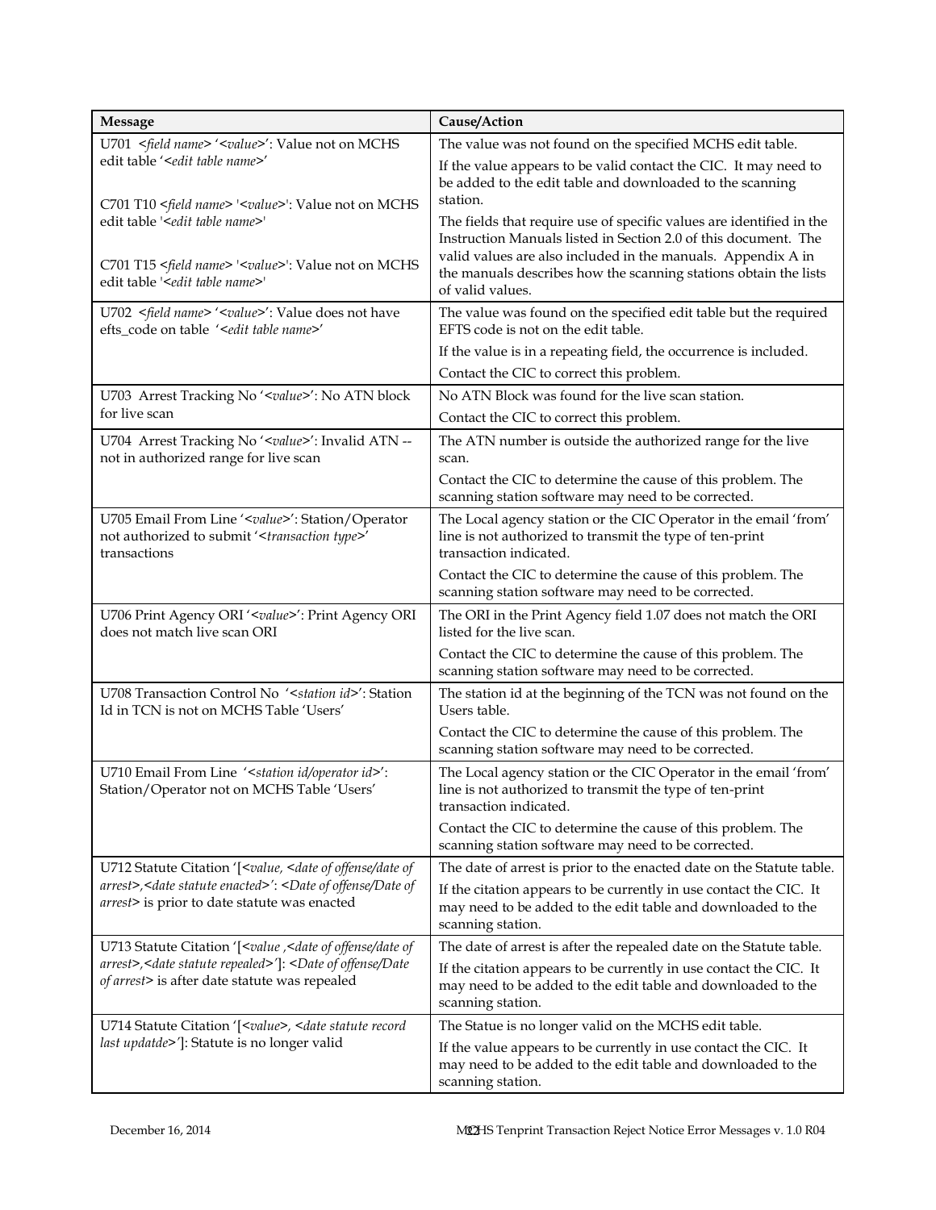| Message | Cause/Action |
| --- | --- |
| U701 *<field name>* '*<value>*': Value not on MCHS edit table '*<edit table name>*'<br><br>C701 T10 *<field name>* '*<value>*': Value not on MCHS edit table '*<edit table name>*'<br><br>C701 T15 *<field name>* '*<value>*': Value not on MCHS edit table '*<edit table name>*' | The value was not found on the specified MCHS edit table.<br><br>If the value appears to be valid contact the CIC. It may need to be added to the edit table and downloaded to the scanning station.<br><br>The fields that require use of specific values are identified in the Instruction Manuals listed in Section 2.0 of this document. The valid values are also included in the manuals. Appendix A in the manuals describes how the scanning stations obtain the lists of valid values. |
| U702 *<field name>* '*<value>*': Value does not have efts_code on table '*<edit table name>*' | The value was found on the specified edit table but the required EFTS code is not on the edit table.<br><br>If the value is in a repeating field, the occurrence is included.<br><br>Contact the CIC to correct this problem. |
| U703 Arrest Tracking No '*<value>*': No ATN block for live scan | No ATN Block was found for the live scan station.<br><br>Contact the CIC to correct this problem. |
| U704 Arrest Tracking No '*<value>*': Invalid ATN -- not in authorized range for live scan | The ATN number is outside the authorized range for the live scan.<br><br>Contact the CIC to determine the cause of this problem. The scanning station software may need to be corrected. |
| U705 Email From Line '*<value>*': Station/Operator not authorized to submit '*<transaction type>*' transactions | The Local agency station or the CIC Operator in the email 'from' line is not authorized to transmit the type of ten-print transaction indicated.<br><br>Contact the CIC to determine the cause of this problem. The scanning station software may need to be corrected. |
| U706 Print Agency ORI '*<value>*': Print Agency ORI does not match live scan ORI | The ORI in the Print Agency field 1.07 does not match the ORI listed for the live scan.<br><br>Contact the CIC to determine the cause of this problem. The scanning station software may need to be corrected. |
| U708 Transaction Control No '*<station id>*': Station Id in TCN is not on MCHS Table 'Users' | The station id at the beginning of the TCN was not found on the Users table.<br><br>Contact the CIC to determine the cause of this problem. The scanning station software may need to be corrected. |
| U710 Email From Line '*<station id/operator id>*': Station/Operator not on MCHS Table 'Users' | The Local agency station or the CIC Operator in the email 'from' line is not authorized to transmit the type of ten-print transaction indicated.<br><br>Contact the CIC to determine the cause of this problem. The scanning station software may need to be corrected. |
| U712 Statute Citation '[*<value, <date of offense/date of arrest>,<date statute enacted>*': *<Date of offense/Date of arrest>* is prior to date statute was enacted | The date of arrest is prior to the enacted date on the Statute table.<br><br>If the citation appears to be currently in use contact the CIC. It may need to be added to the edit table and downloaded to the scanning station. |
| U713 Statute Citation '[*<value ,<date of offense/date of arrest>,<date statute repealed>*']: *<Date of offense/Date of arrest>* is after date statute was repealed | The date of arrest is after the repealed date on the Statute table.<br><br>If the citation appears to be currently in use contact the CIC. It may need to be added to the edit table and downloaded to the scanning station. |
| U714 Statute Citation '[*<value>, <date statute record last updatde>*']: Statute is no longer valid | The Statue is no longer valid on the MCHS edit table.<br><br>If the value appears to be currently in use contact the CIC. It may need to be added to the edit table and downloaded to the scanning station. |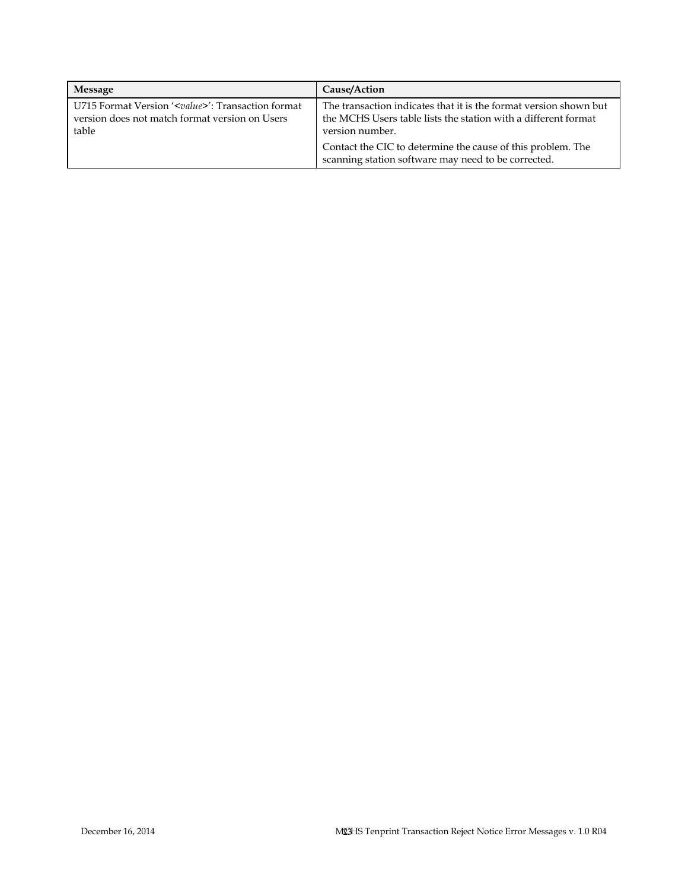| Message | Cause/Action |
|---|---|
| U715 Format Version '<*value*>': Transaction format version does not match format version on Users table | The transaction indicates that it is the format version shown but the MCHS Users table lists the station with a different format version number.<br><br>Contact the CIC to determine the cause of this problem. The scanning station software may need to be corrected. |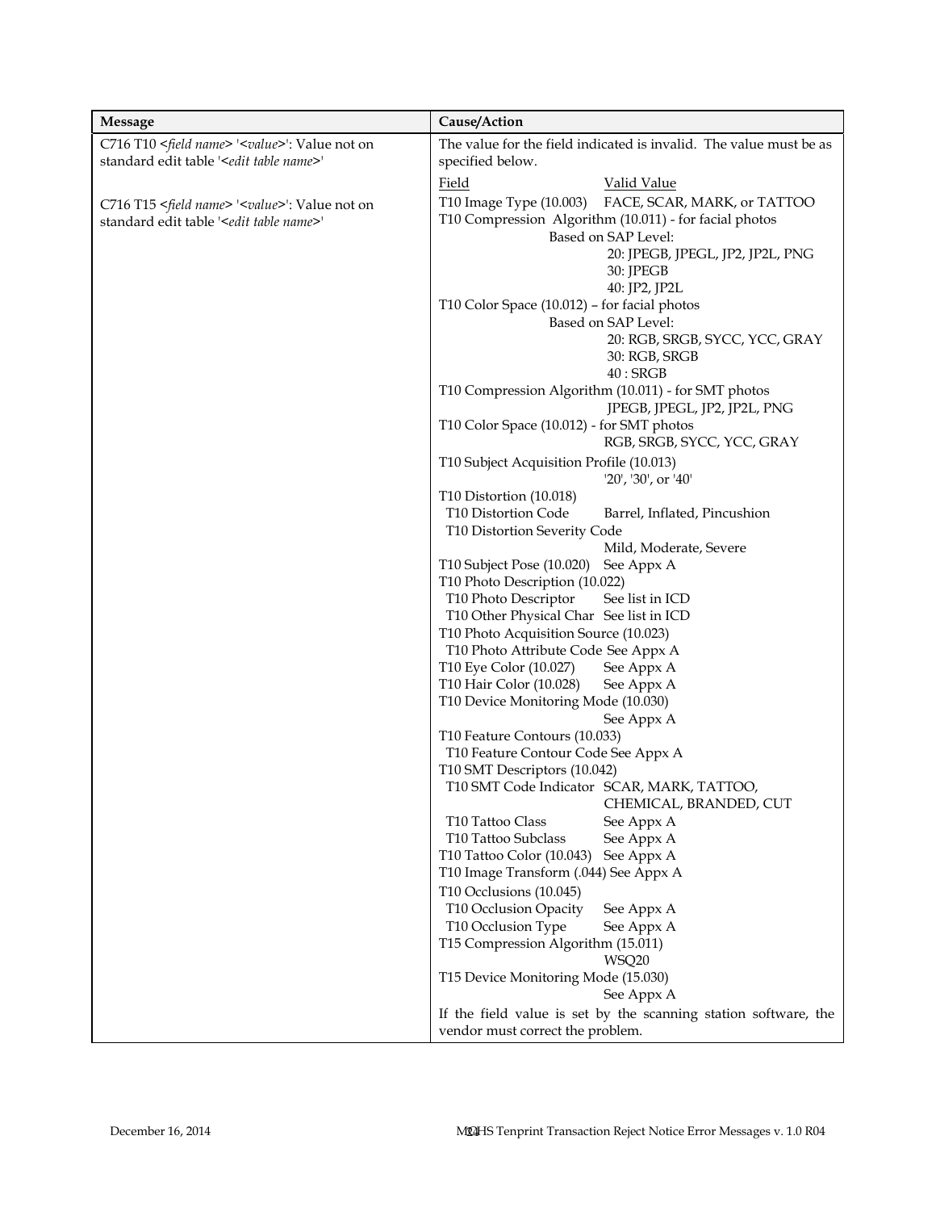| Message | Cause/Action |
|---|---|
| C716 T10 <*field name*> '<*value*>': Value not on standard edit table '<*edit table name*>'<br><br>C716 T15 <*field name*> '<*value*>': Value not on standard edit table '<*edit table name*>' | The value for the field indicated is invalid. The value must be as specified below.<br><br>Field — Valid Value<br>T10 Image Type (10.003) — FACE, SCAR, MARK, or TATTOO<br>T10 Compression Algorithm (10.011) - for facial photos<br>Based on SAP Level:<br>20: JPEGB, JPEGL, JP2, JP2L, PNG<br>30: JPEGB<br>40: JP2, JP2L<br>T10 Color Space (10.012) – for facial photos<br>Based on SAP Level:<br>20: RGB, SRGB, SYCC, YCC, GRAY<br>30: RGB, SRGB<br>40 : SRGB<br>T10 Compression Algorithm (10.011) - for SMT photos<br>JPEGB, JPEGL, JP2, JP2L, PNG<br>T10 Color Space (10.012) - for SMT photos<br>RGB, SRGB, SYCC, YCC, GRAY<br>T10 Subject Acquisition Profile (10.013)<br>'20', '30', or '40'<br>T10 Distortion (10.018)<br>T10 Distortion Code — Barrel, Inflated, Pincushion<br>T10 Distortion Severity Code<br>Mild, Moderate, Severe<br>T10 Subject Pose (10.020) — See Appx A<br>T10 Photo Description (10.022)<br>T10 Photo Descriptor — See list in ICD<br>T10 Other Physical Char — See list in ICD<br>T10 Photo Acquisition Source (10.023)<br>T10 Photo Attribute Code — See Appx A<br>T10 Eye Color (10.027) — See Appx A<br>T10 Hair Color (10.028) — See Appx A<br>T10 Device Monitoring Mode (10.030)<br>See Appx A<br>T10 Feature Contours (10.033)<br>T10 Feature Contour Code — See Appx A<br>T10 SMT Descriptors (10.042)<br>T10 SMT Code Indicator — SCAR, MARK, TATTOO, CHEMICAL, BRANDED, CUT<br>T10 Tattoo Class — See Appx A<br>T10 Tattoo Subclass — See Appx A<br>T10 Tattoo Color (10.043) — See Appx A<br>T10 Image Transform (.044) — See Appx A<br>T10 Occlusions (10.045)<br>T10 Occlusion Opacity — See Appx A<br>T10 Occlusion Type — See Appx A<br>T15 Compression Algorithm (15.011)<br>WSQ20<br>T15 Device Monitoring Mode (15.030)<br>See Appx A<br><br>If the field value is set by the scanning station software, the vendor must correct the problem. |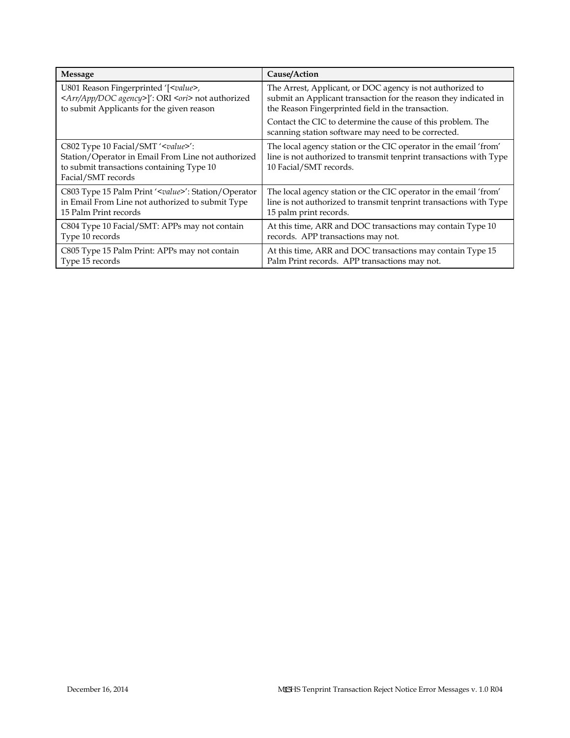| Message | Cause/Action |
| --- | --- |
| U801 Reason Fingerprinted '[<*value*>, <*Arr/App/DOC agency*>]': ORI <*ori*> not authorized to submit Applicants for the given reason | The Arrest, Applicant, or DOC agency is not authorized to submit an Applicant transaction for the reason they indicated in the Reason Fingerprinted field in the transaction.<br><br>Contact the CIC to determine the cause of this problem. The scanning station software may need to be corrected. |
| C802 Type 10 Facial/SMT '<*value*>': Station/Operator in Email From Line not authorized to submit transactions containing Type 10 Facial/SMT records | The local agency station or the CIC operator in the email 'from' line is not authorized to transmit tenprint transactions with Type 10 Facial/SMT records. |
| C803 Type 15 Palm Print '<*value*>': Station/Operator in Email From Line not authorized to submit Type 15 Palm Print records | The local agency station or the CIC operator in the email 'from' line is not authorized to transmit tenprint transactions with Type 15 palm print records. |
| C804 Type 10 Facial/SMT: APPs may not contain Type 10 records | At this time, ARR and DOC transactions may contain Type 10 records. APP transactions may not. |
| C805 Type 15 Palm Print: APPs may not contain Type 15 records | At this time, ARR and DOC transactions may contain Type 15 Palm Print records. APP transactions may not. |